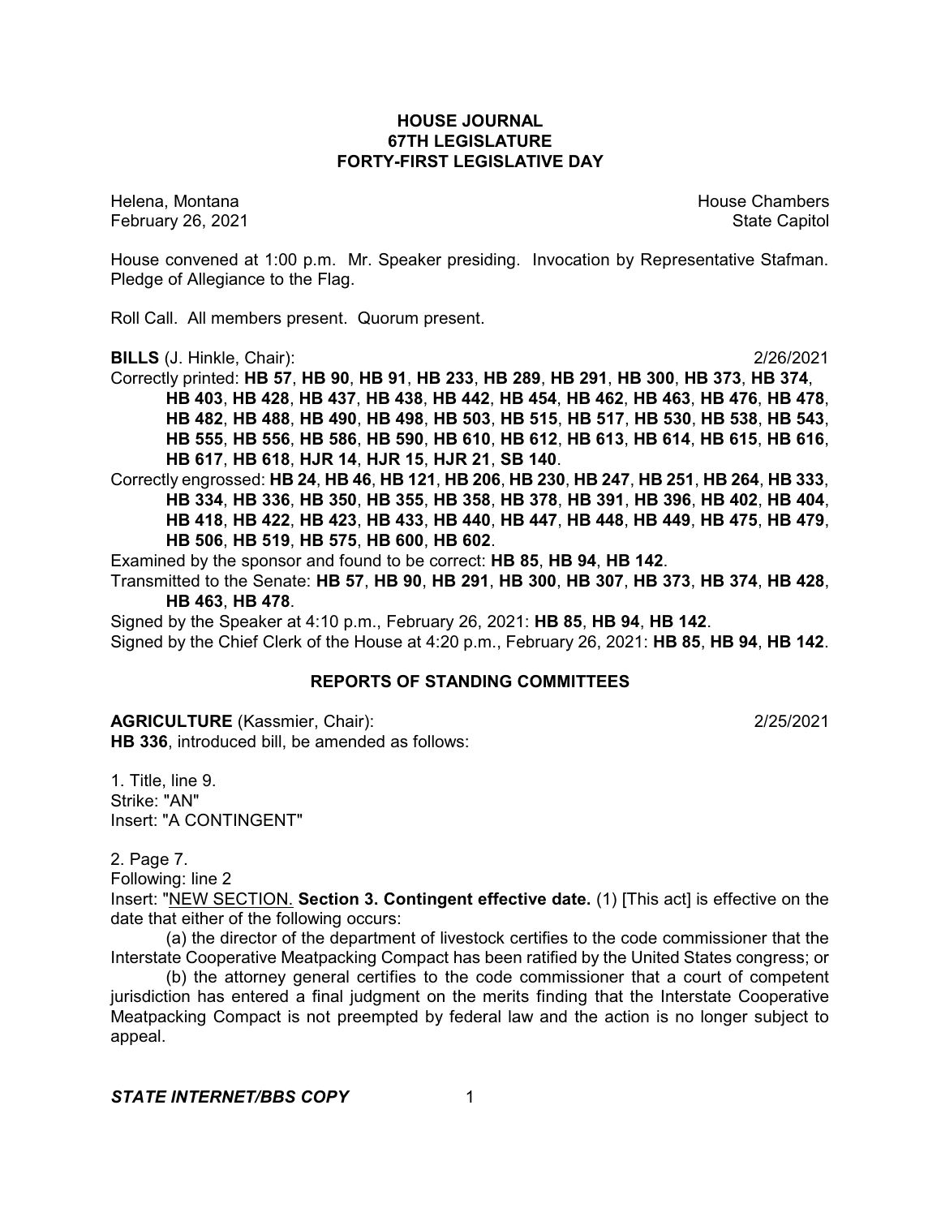# HOUSE JOURNAL
## 67TH LEGISLATURE
## FORTY-FIRST LEGISLATIVE DAY

Helena, Montana — House Chambers
February 26, 2021 — State Capitol

House convened at 1:00 p.m. Mr. Speaker presiding. Invocation by Representative Stafman. Pledge of Allegiance to the Flag.

Roll Call. All members present. Quorum present.

**BILLS** (J. Hinkle, Chair): 2/26/2021

Correctly printed: **HB 57**, **HB 90**, **HB 91**, **HB 233**, **HB 289**, **HB 291**, **HB 300**, **HB 373**, **HB 374**, **HB 403**, **HB 428**, **HB 437**, **HB 438**, **HB 442**, **HB 454**, **HB 462**, **HB 463**, **HB 476**, **HB 478**, **HB 482**, **HB 488**, **HB 490**, **HB 498**, **HB 503**, **HB 515**, **HB 517**, **HB 530**, **HB 538**, **HB 543**, **HB 555**, **HB 556**, **HB 586**, **HB 590**, **HB 610**, **HB 612**, **HB 613**, **HB 614**, **HB 615**, **HB 616**, **HB 617**, **HB 618**, **HJR 14**, **HJR 15**, **HJR 21**, **SB 140**.

Correctly engrossed: **HB 24**, **HB 46**, **HB 121**, **HB 206**, **HB 230**, **HB 247**, **HB 251**, **HB 264**, **HB 333**, **HB 334**, **HB 336**, **HB 350**, **HB 355**, **HB 358**, **HB 378**, **HB 391**, **HB 396**, **HB 402**, **HB 404**, **HB 418**, **HB 422**, **HB 423**, **HB 433**, **HB 440**, **HB 447**, **HB 448**, **HB 449**, **HB 475**, **HB 479**, **HB 506**, **HB 519**, **HB 575**, **HB 600**, **HB 602**.

Examined by the sponsor and found to be correct: **HB 85**, **HB 94**, **HB 142**.

Transmitted to the Senate: **HB 57**, **HB 90**, **HB 291**, **HB 300**, **HB 307**, **HB 373**, **HB 374**, **HB 428**, **HB 463**, **HB 478**.

Signed by the Speaker at 4:10 p.m., February 26, 2021: **HB 85**, **HB 94**, **HB 142**.

Signed by the Chief Clerk of the House at 4:20 p.m., February 26, 2021: **HB 85**, **HB 94**, **HB 142**.

## REPORTS OF STANDING COMMITTEES

**AGRICULTURE** (Kassmier, Chair): 2/25/2021

**HB 336**, introduced bill, be amended as follows:

1. Title, line 9.
Strike: "AN"
Insert: "A CONTINGENT"

2. Page 7.
Following: line 2
Insert: "NEW SECTION. **Section 3. Contingent effective date.** (1) [This act] is effective on the date that either of the following occurs:

(a) the director of the department of livestock certifies to the code commissioner that the Interstate Cooperative Meatpacking Compact has been ratified by the United States congress; or

(b) the attorney general certifies to the code commissioner that a court of competent jurisdiction has entered a final judgment on the merits finding that the Interstate Cooperative Meatpacking Compact is not preempted by federal law and the action is no longer subject to appeal.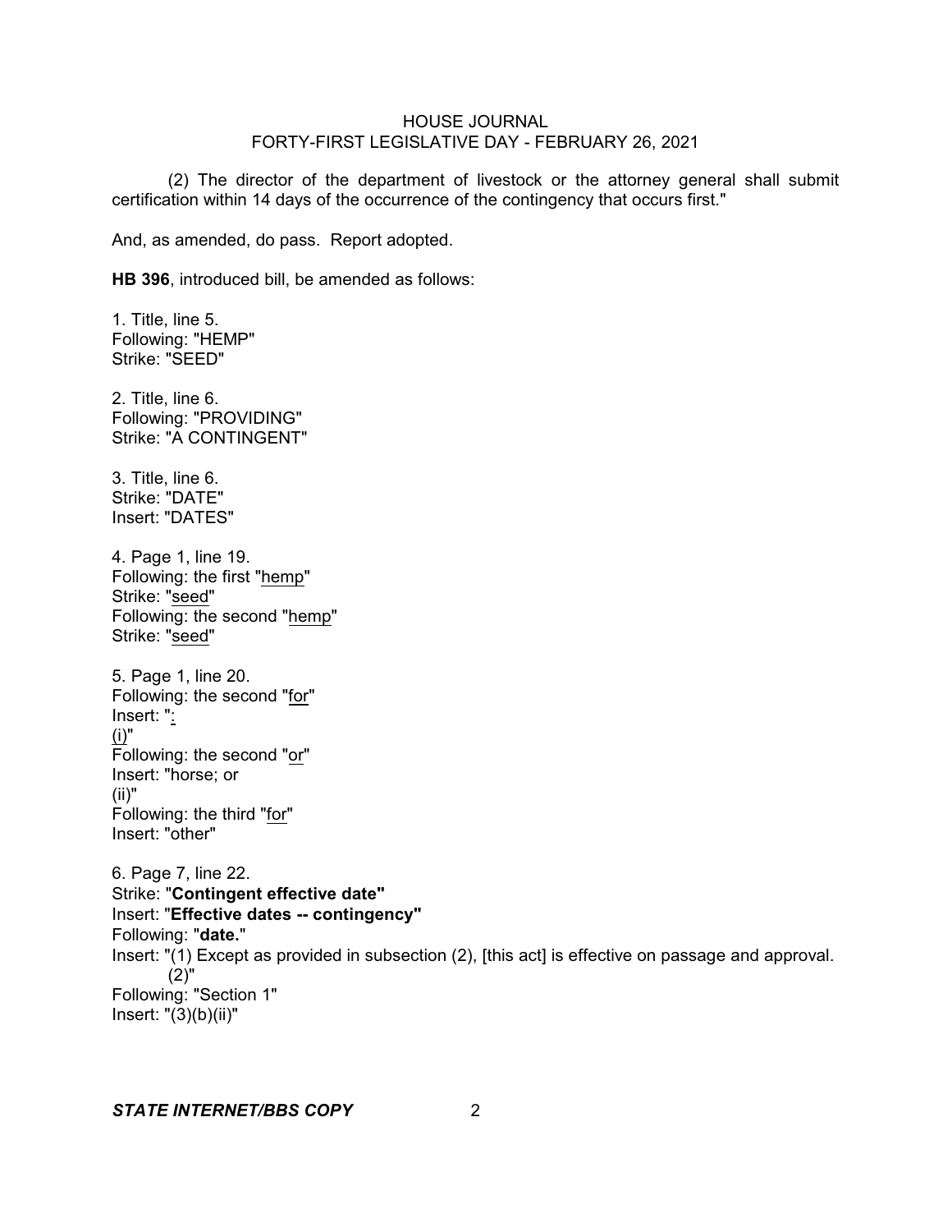(2) The director of the department of livestock or the attorney general shall submit certification within 14 days of the occurrence of the contingency that occurs first."

And, as amended, do pass. Report adopted.

**HB 396**, introduced bill, be amended as follows:

1. Title, line 5.
Following: "HEMP"
Strike: "SEED"

2. Title, line 6.
Following: "PROVIDING"
Strike: "A CONTINGENT"

3. Title, line 6.
Strike: "DATE"
Insert: "DATES"

4. Page 1, line 19.
Following: the first "hemp"
Strike: "seed"
Following: the second "hemp"
Strike: "seed"

5. Page 1, line 20.
Following: the second "for"
Insert: ":
(i)"
Following: the second "or"
Insert: "horse; or
(ii)"
Following: the third "for"
Insert: "other"

6. Page 7, line 22.
Strike: "**Contingent effective date**"
Insert: "**Effective dates -- contingency**"
Following: "**date.**"
Insert: "(1) Except as provided in subsection (2), [this act] is effective on passage and approval.
(2)"
Following: "Section 1"
Insert: "(3)(b)(ii)"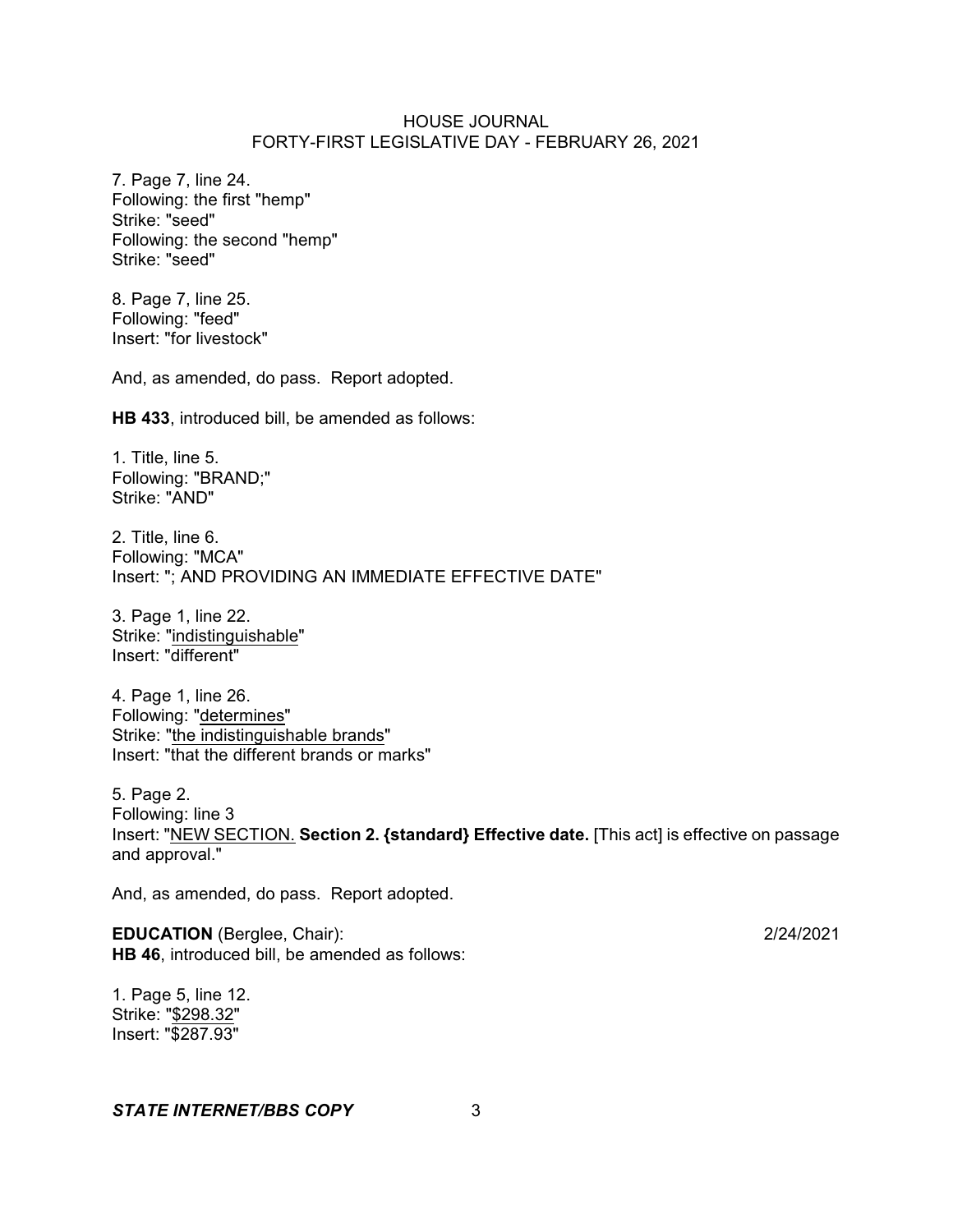7. Page 7, line 24.
Following: the first "hemp"
Strike: "seed"
Following: the second "hemp"
Strike: "seed"

8. Page 7, line 25.
Following: "feed"
Insert: "for livestock"

And, as amended, do pass. Report adopted.

**HB 433**, introduced bill, be amended as follows:

1. Title, line 5.
Following: "BRAND;"
Strike: "AND"

2. Title, line 6.
Following: "MCA"
Insert: "; AND PROVIDING AN IMMEDIATE EFFECTIVE DATE"

3. Page 1, line 22.
Strike: "<u>indistinguishable</u>"
Insert: "different"

4. Page 1, line 26.
Following: "<u>determines</u>"
Strike: "<u>the indistinguishable brands</u>"
Insert: "that the different brands or marks"

5. Page 2.
Following: line 3
Insert: "<u>NEW SECTION.</u> **Section 2. {standard} Effective date.** [This act] is effective on passage and approval."

And, as amended, do pass. Report adopted.

**EDUCATION** (Berglee, Chair): 2/24/2021
**HB 46**, introduced bill, be amended as follows:

1. Page 5, line 12.
Strike: "<u>$298.32</u>"
Insert: "$287.93"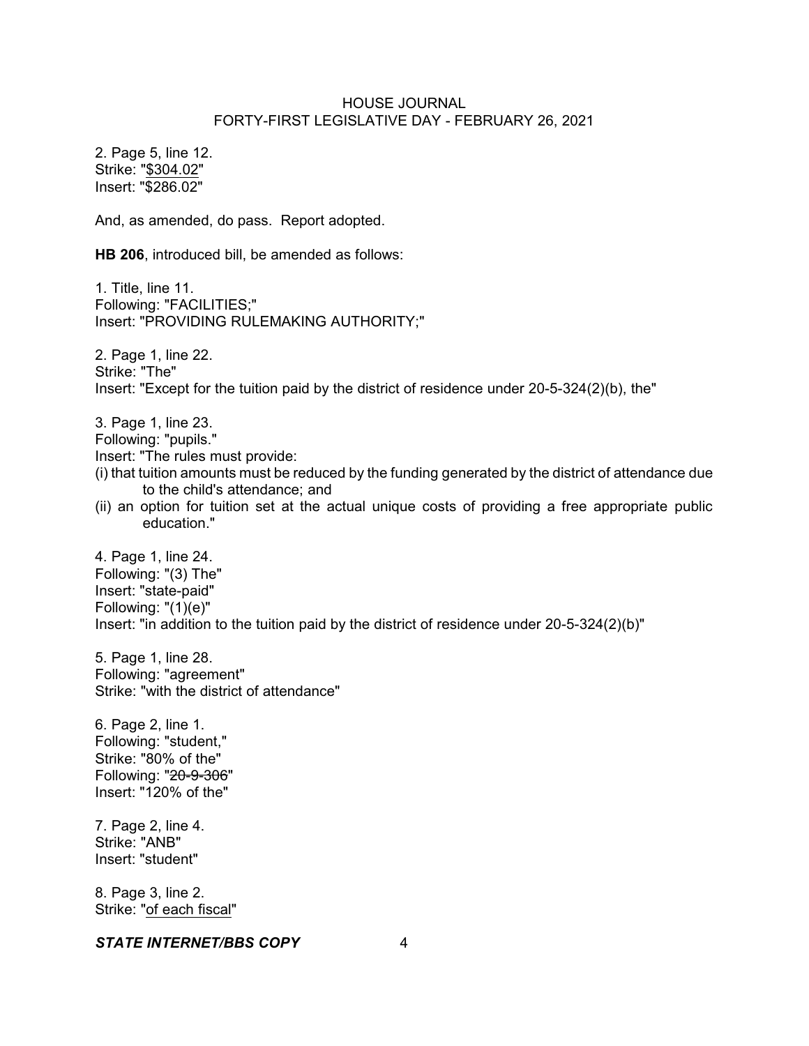2. Page 5, line 12.
Strike: "$304.02"
Insert: "$286.02"

And, as amended, do pass. Report adopted.

**HB 206**, introduced bill, be amended as follows:

1. Title, line 11.
Following: "FACILITIES;"
Insert: "PROVIDING RULEMAKING AUTHORITY;"

2. Page 1, line 22.
Strike: "The"
Insert: "Except for the tuition paid by the district of residence under 20-5-324(2)(b), the"

3. Page 1, line 23.
Following: "pupils."
Insert: "The rules must provide:
(i) that tuition amounts must be reduced by the funding generated by the district of attendance due to the child's attendance; and
(ii) an option for tuition set at the actual unique costs of providing a free appropriate public education."

4. Page 1, line 24.
Following: "(3) The"
Insert: "state-paid"
Following: "(1)(e)"
Insert: "in addition to the tuition paid by the district of residence under 20-5-324(2)(b)"

5. Page 1, line 28.
Following: "agreement"
Strike: "with the district of attendance"

6. Page 2, line 1.
Following: "student,"
Strike: "80% of the"
Following: "~~20-9-306~~"
Insert: "120% of the"

7. Page 2, line 4.
Strike: "ANB"
Insert: "student"

8. Page 3, line 2.
Strike: "of each fiscal"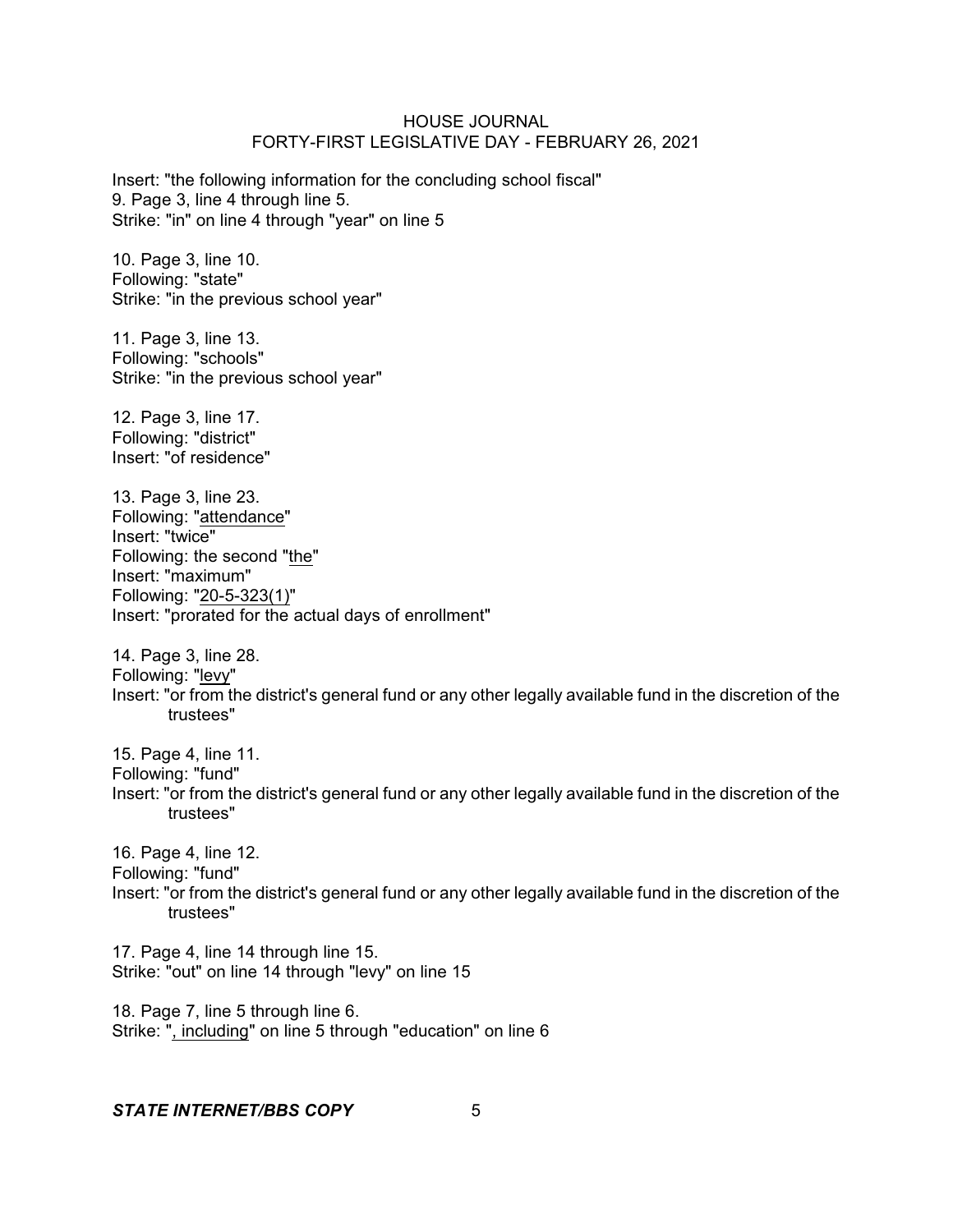Insert: "the following information for the concluding school fiscal"

9. Page 3, line 4 through line 5.
Strike: "in" on line 4 through "year" on line 5

10. Page 3, line 10.
Following: "state"
Strike: "in the previous school year"

11. Page 3, line 13.
Following: "schools"
Strike: "in the previous school year"

12. Page 3, line 17.
Following: "district"
Insert: "of residence"

13. Page 3, line 23.
Following: "<u>attendance</u>"
Insert: "twice"
Following: the second "<u>the</u>"
Insert: "maximum"
Following: "<u>20-5-323(1)</u>"
Insert: "prorated for the actual days of enrollment"

14. Page 3, line 28.
Following: "<u>levy</u>"
Insert: "or from the district's general fund or any other legally available fund in the discretion of the trustees"

15. Page 4, line 11.
Following: "fund"
Insert: "or from the district's general fund or any other legally available fund in the discretion of the trustees"

16. Page 4, line 12.
Following: "fund"
Insert: "or from the district's general fund or any other legally available fund in the discretion of the trustees"

17. Page 4, line 14 through line 15.
Strike: "out" on line 14 through "levy" on line 15

18. Page 7, line 5 through line 6.
Strike: "<u>, including</u>" on line 5 through "education" on line 6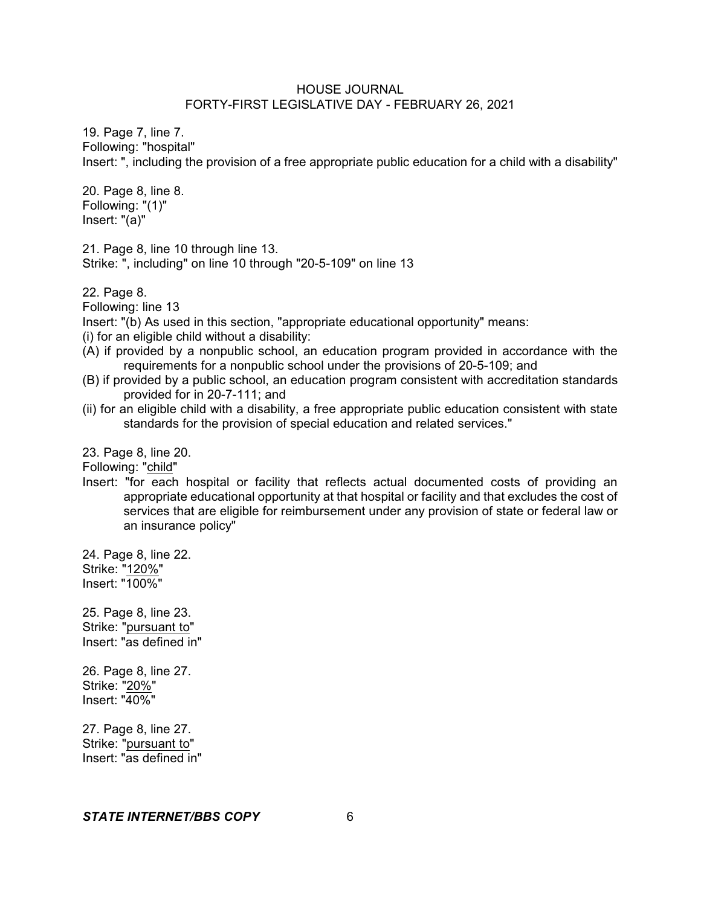19. Page 7, line 7.
Following: "hospital"
Insert: ", including the provision of a free appropriate public education for a child with a disability"

20. Page 8, line 8.
Following: "(1)"
Insert: "(a)"

21. Page 8, line 10 through line 13.
Strike: ", including" on line 10 through "20-5-109" on line 13

22. Page 8.
Following: line 13
Insert: "(b) As used in this section, "appropriate educational opportunity" means:
(i) for an eligible child without a disability:
(A) if provided by a nonpublic school, an education program provided in accordance with the requirements for a nonpublic school under the provisions of 20-5-109; and
(B) if provided by a public school, an education program consistent with accreditation standards provided for in 20-7-111; and
(ii) for an eligible child with a disability, a free appropriate public education consistent with state standards for the provision of special education and related services."

23. Page 8, line 20.
Following: "child"
Insert: "for each hospital or facility that reflects actual documented costs of providing an appropriate educational opportunity at that hospital or facility and that excludes the cost of services that are eligible for reimbursement under any provision of state or federal law or an insurance policy"

24. Page 8, line 22.
Strike: "120%"
Insert: "100%"

25. Page 8, line 23.
Strike: "pursuant to"
Insert: "as defined in"

26. Page 8, line 27.
Strike: "20%"
Insert: "40%"

27. Page 8, line 27.
Strike: "pursuant to"
Insert: "as defined in"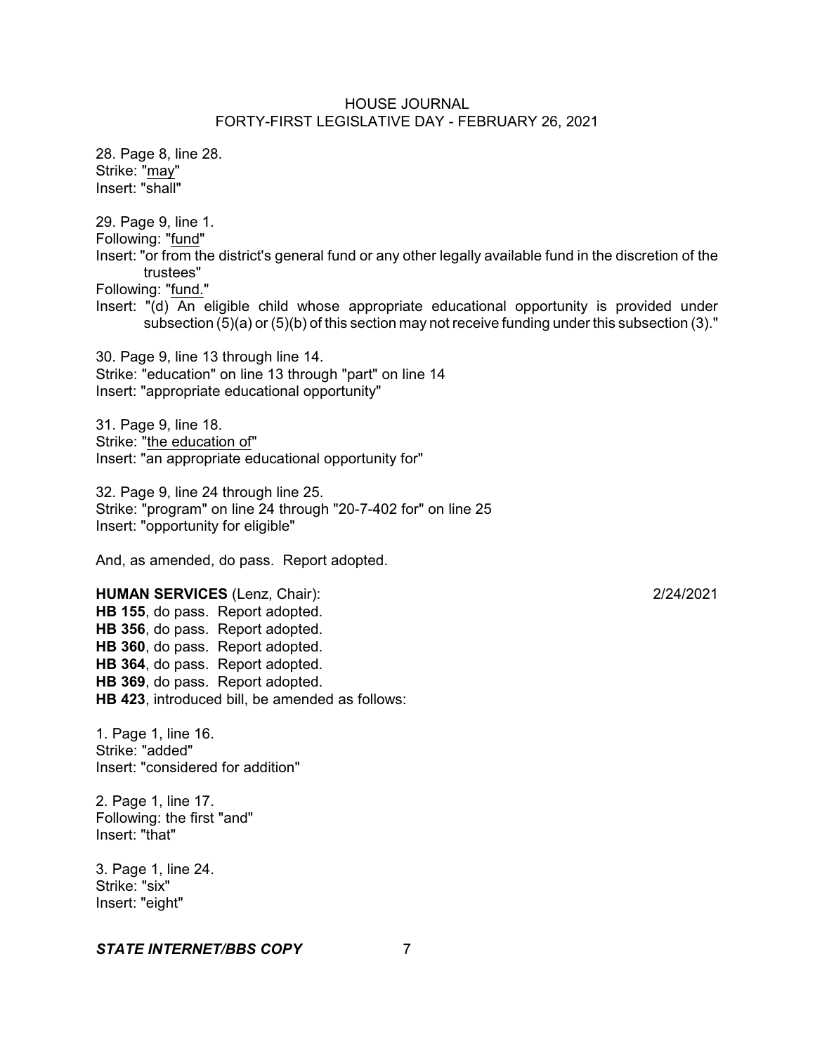28. Page 8, line 28.
Strike: "may"
Insert: "shall"

29. Page 9, line 1.
Following: "fund"
Insert: "or from the district's general fund or any other legally available fund in the discretion of the trustees"
Following: "fund."
Insert: "(d) An eligible child whose appropriate educational opportunity is provided under subsection (5)(a) or (5)(b) of this section may not receive funding under this subsection (3)."

30. Page 9, line 13 through line 14.
Strike: "education" on line 13 through "part" on line 14
Insert: "appropriate educational opportunity"

31. Page 9, line 18.
Strike: "the education of"
Insert: "an appropriate educational opportunity for"

32. Page 9, line 24 through line 25.
Strike: "program" on line 24 through "20-7-402 for" on line 25
Insert: "opportunity for eligible"

And, as amended, do pass. Report adopted.

**HUMAN SERVICES** (Lenz, Chair): 2/24/2021

**HB 155**, do pass. Report adopted.
**HB 356**, do pass. Report adopted.
**HB 360**, do pass. Report adopted.
**HB 364**, do pass. Report adopted.
**HB 369**, do pass. Report adopted.
**HB 423**, introduced bill, be amended as follows:

1. Page 1, line 16.
Strike: "added"
Insert: "considered for addition"

2. Page 1, line 17.
Following: the first "and"
Insert: "that"

3. Page 1, line 24.
Strike: "six"
Insert: "eight"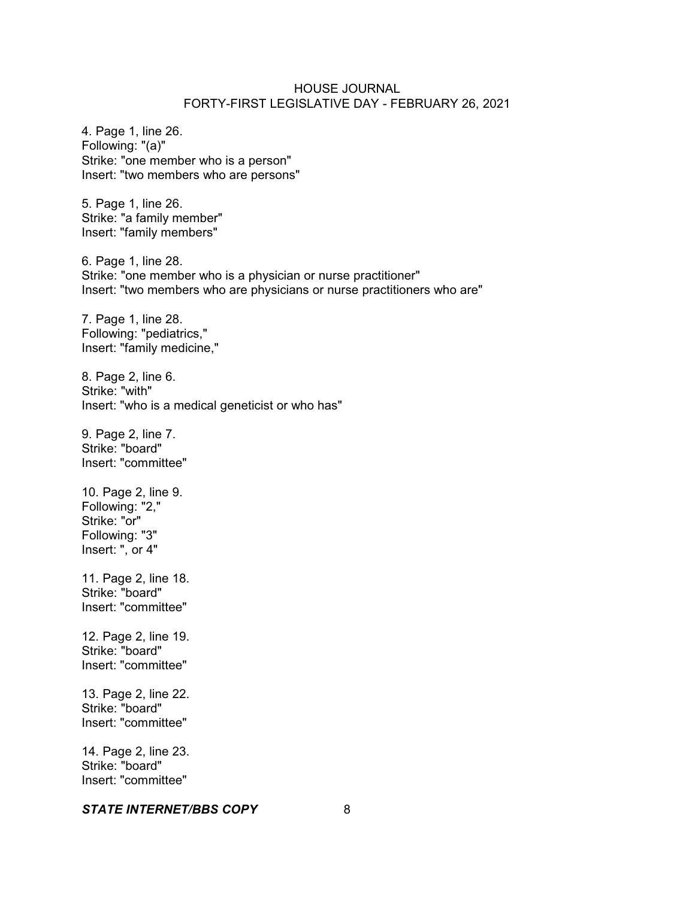4. Page 1, line 26.
Following: "(a)"
Strike: "one member who is a person"
Insert: "two members who are persons"

5. Page 1, line 26.
Strike: "a family member"
Insert: "family members"

6. Page 1, line 28.
Strike: "one member who is a physician or nurse practitioner"
Insert: "two members who are physicians or nurse practitioners who are"

7. Page 1, line 28.
Following: "pediatrics,"
Insert: "family medicine,"

8. Page 2, line 6.
Strike: "with"
Insert: "who is a medical geneticist or who has"

9. Page 2, line 7.
Strike: "board"
Insert: "committee"

10. Page 2, line 9.
Following: "2,"
Strike: "or"
Following: "3"
Insert: ", or 4"

11. Page 2, line 18.
Strike: "board"
Insert: "committee"

12. Page 2, line 19.
Strike: "board"
Insert: "committee"

13. Page 2, line 22.
Strike: "board"
Insert: "committee"

14. Page 2, line 23.
Strike: "board"
Insert: "committee"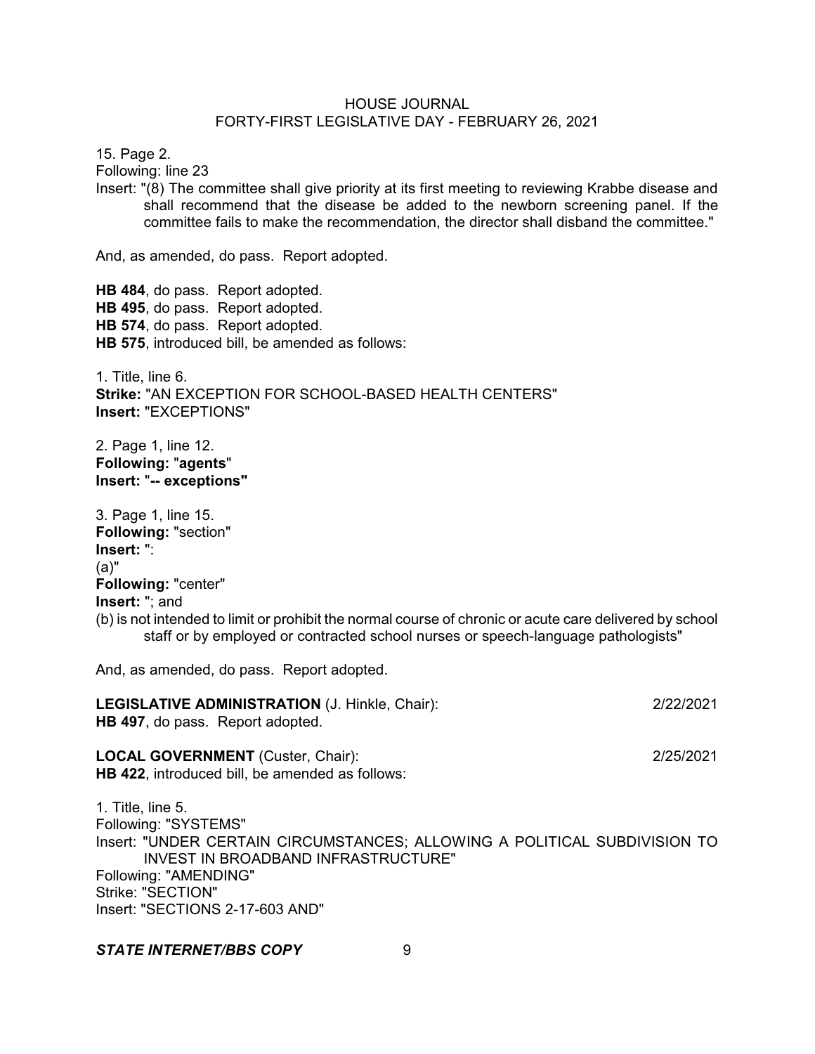15. Page 2.
Following: line 23
Insert: "(8) The committee shall give priority at its first meeting to reviewing Krabbe disease and shall recommend that the disease be added to the newborn screening panel. If the committee fails to make the recommendation, the director shall disband the committee."

And, as amended, do pass. Report adopted.

**HB 484**, do pass. Report adopted.
**HB 495**, do pass. Report adopted.
**HB 574**, do pass. Report adopted.
**HB 575**, introduced bill, be amended as follows:

1. Title, line 6.
**Strike:** "AN EXCEPTION FOR SCHOOL-BASED HEALTH CENTERS"
**Insert:** "EXCEPTIONS"

2. Page 1, line 12.
**Following:** "**agents**"
**Insert:** "**-- exceptions"**

3. Page 1, line 15.
**Following:** "section"
**Insert:** ":
(a)"
**Following:** "center"
**Insert:** "; and
(b) is not intended to limit or prohibit the normal course of chronic or acute care delivered by school staff or by employed or contracted school nurses or speech-language pathologists"

And, as amended, do pass. Report adopted.

**LEGISLATIVE ADMINISTRATION** (J. Hinkle, Chair): 2/22/2021
**HB 497**, do pass. Report adopted.

**LOCAL GOVERNMENT** (Custer, Chair): 2/25/2021
**HB 422**, introduced bill, be amended as follows:

1. Title, line 5.
Following: "SYSTEMS"
Insert: "UNDER CERTAIN CIRCUMSTANCES; ALLOWING A POLITICAL SUBDIVISION TO INVEST IN BROADBAND INFRASTRUCTURE"
Following: "AMENDING"
Strike: "SECTION"
Insert: "SECTIONS 2-17-603 AND"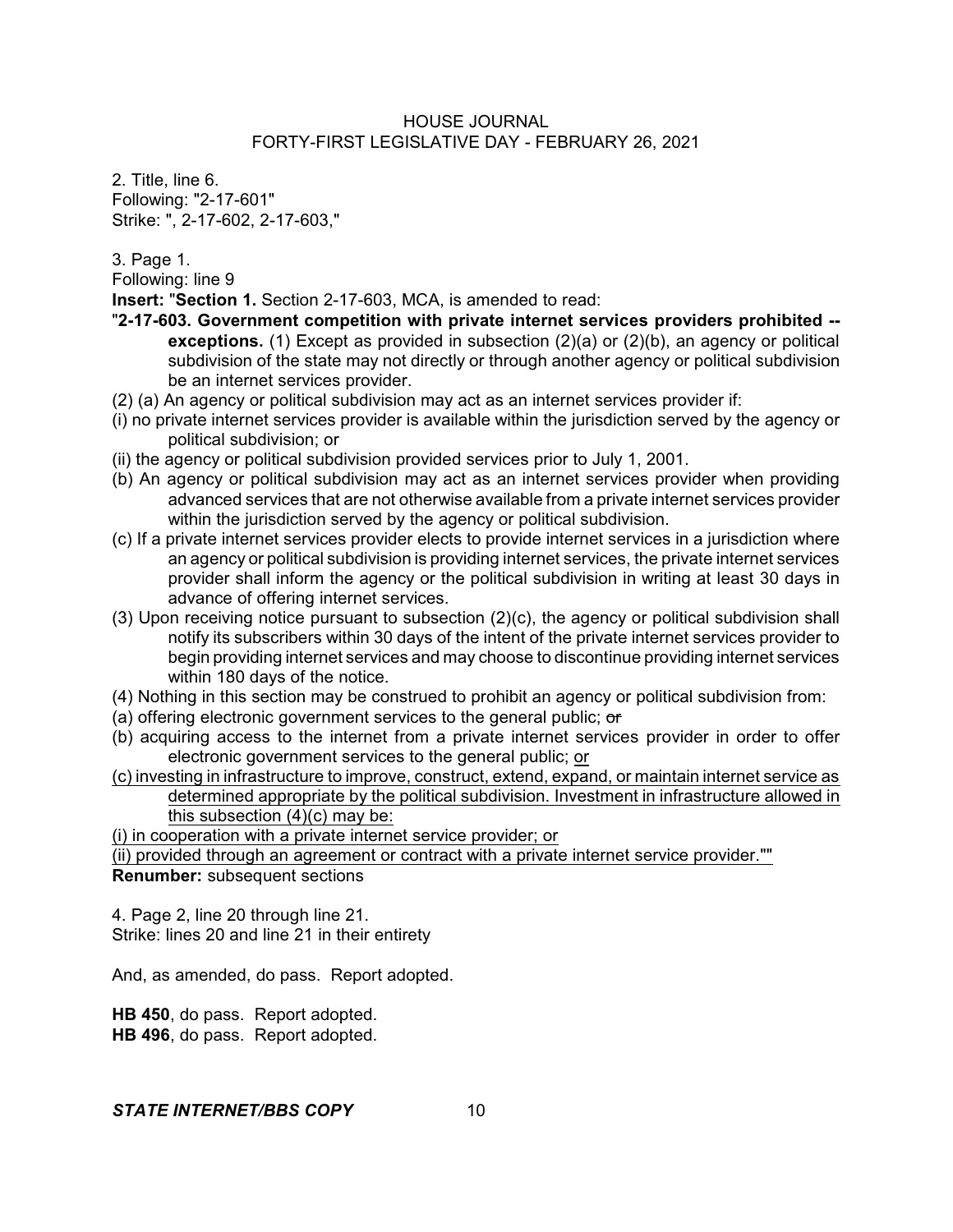2. Title, line 6.
Following: "2-17-601"
Strike: ", 2-17-602, 2-17-603,"

3. Page 1.
Following: line 9
**Insert:** "**Section 1.** Section 2-17-603, MCA, is amended to read:
"**2-17-603. Government competition with private internet services providers prohibited -- exceptions.** (1) Except as provided in subsection (2)(a) or (2)(b), an agency or political subdivision of the state may not directly or through another agency or political subdivision be an internet services provider.
(2) (a) An agency or political subdivision may act as an internet services provider if:
(i) no private internet services provider is available within the jurisdiction served by the agency or political subdivision; or
(ii) the agency or political subdivision provided services prior to July 1, 2001.
(b) An agency or political subdivision may act as an internet services provider when providing advanced services that are not otherwise available from a private internet services provider within the jurisdiction served by the agency or political subdivision.
(c) If a private internet services provider elects to provide internet services in a jurisdiction where an agency or political subdivision is providing internet services, the private internet services provider shall inform the agency or the political subdivision in writing at least 30 days in advance of offering internet services.
(3) Upon receiving notice pursuant to subsection (2)(c), the agency or political subdivision shall notify its subscribers within 30 days of the intent of the private internet services provider to begin providing internet services and may choose to discontinue providing internet services within 180 days of the notice.
(4) Nothing in this section may be construed to prohibit an agency or political subdivision from:
(a) offering electronic government services to the general public; ~~or~~
(b) acquiring access to the internet from a private internet services provider in order to offer electronic government services to the general public; <u>or</u>
<u>(c) investing in infrastructure to improve, construct, extend, expand, or maintain internet service as determined appropriate by the political subdivision. Investment in infrastructure allowed in this subsection (4)(c) may be:</u>
<u>(i) in cooperation with a private internet service provider; or</u>
<u>(ii) provided through an agreement or contract with a private internet service provider.</u>""
**Renumber:** subsequent sections

4. Page 2, line 20 through line 21.
Strike: lines 20 and line 21 in their entirety

And, as amended, do pass. Report adopted.

**HB 450**, do pass. Report adopted.
**HB 496**, do pass. Report adopted.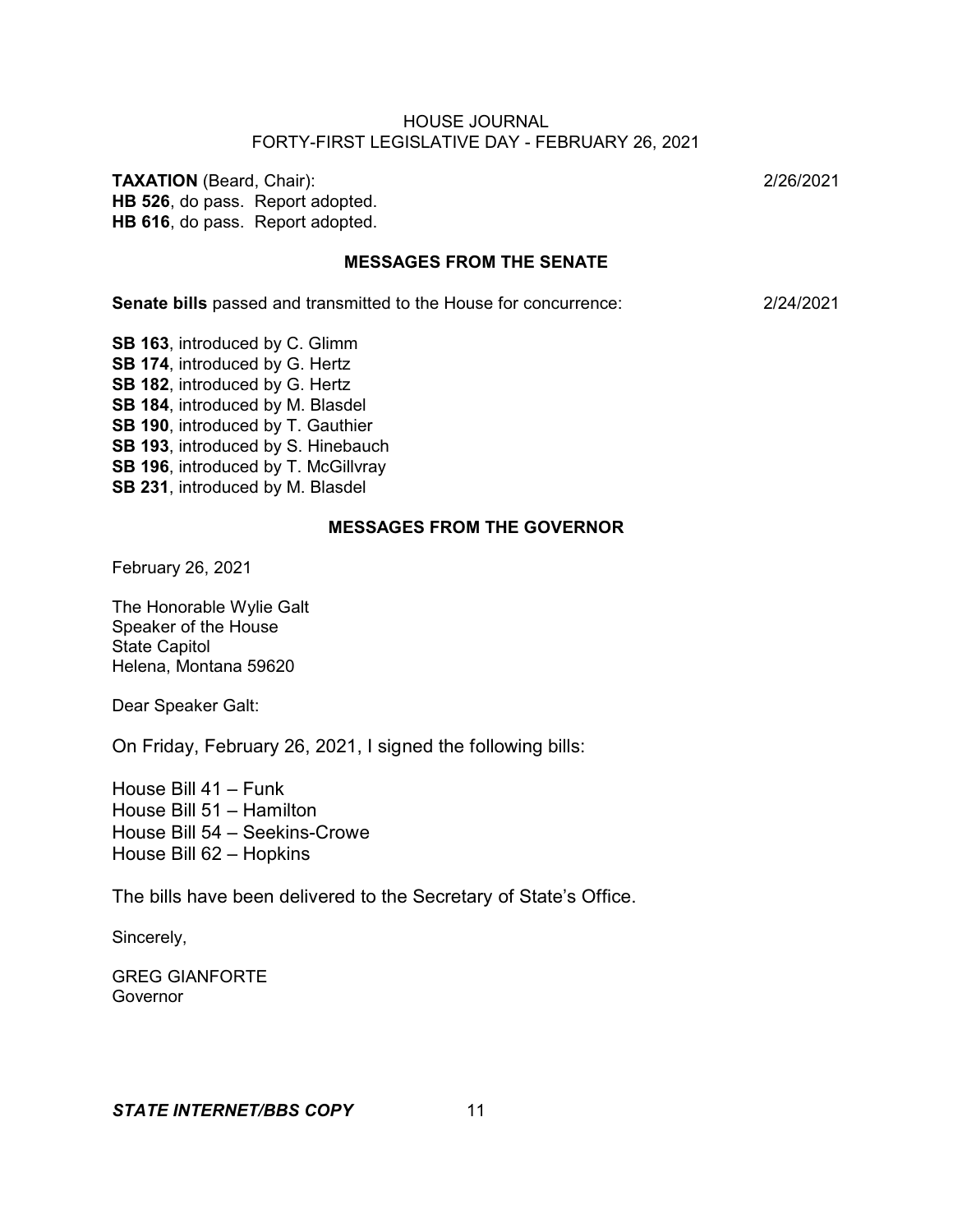**TAXATION** (Beard, Chair): 2/26/2021

**HB 526**, do pass. Report adopted.
**HB 616**, do pass. Report adopted.

## MESSAGES FROM THE SENATE

**Senate bills** passed and transmitted to the House for concurrence: 2/24/2021

**SB 163**, introduced by C. Glimm
**SB 174**, introduced by G. Hertz
**SB 182**, introduced by G. Hertz
**SB 184**, introduced by M. Blasdel
**SB 190**, introduced by T. Gauthier
**SB 193**, introduced by S. Hinebauch
**SB 196**, introduced by T. McGillvray
**SB 231**, introduced by M. Blasdel

## MESSAGES FROM THE GOVERNOR

February 26, 2021

The Honorable Wylie Galt
Speaker of the House
State Capitol
Helena, Montana 59620

Dear Speaker Galt:

On Friday, February 26, 2021, I signed the following bills:

House Bill 41 – Funk
House Bill 51 – Hamilton
House Bill 54 – Seekins-Crowe
House Bill 62 – Hopkins

The bills have been delivered to the Secretary of State's Office.

Sincerely,

GREG GIANFORTE
Governor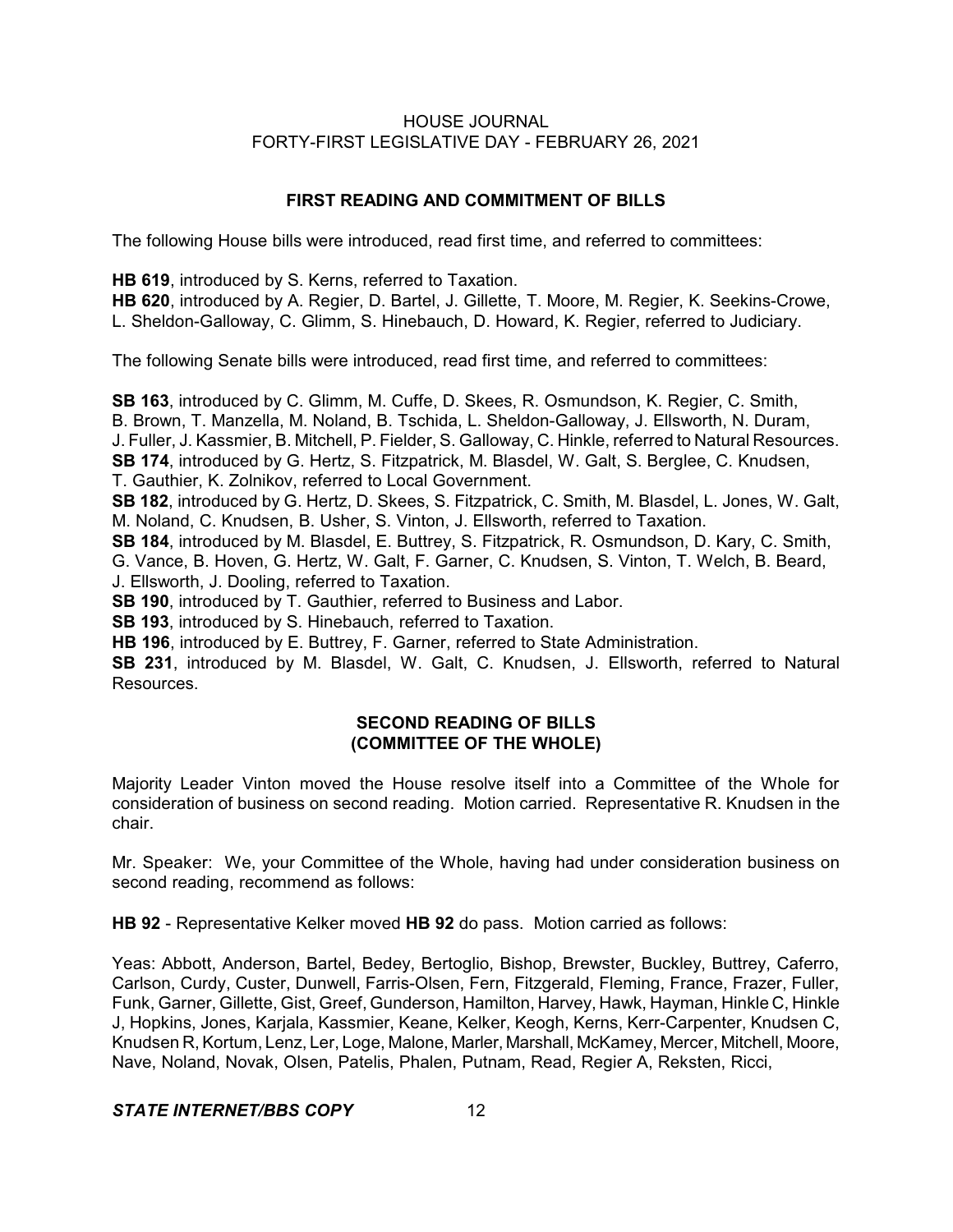## FIRST READING AND COMMITMENT OF BILLS

The following House bills were introduced, read first time, and referred to committees:

**HB 619**, introduced by S. Kerns, referred to Taxation.
**HB 620**, introduced by A. Regier, D. Bartel, J. Gillette, T. Moore, M. Regier, K. Seekins-Crowe, L. Sheldon-Galloway, C. Glimm, S. Hinebauch, D. Howard, K. Regier, referred to Judiciary.

The following Senate bills were introduced, read first time, and referred to committees:

**SB 163**, introduced by C. Glimm, M. Cuffe, D. Skees, R. Osmundson, K. Regier, C. Smith, B. Brown, T. Manzella, M. Noland, B. Tschida, L. Sheldon-Galloway, J. Ellsworth, N. Duram, J. Fuller, J. Kassmier, B. Mitchell, P. Fielder, S. Galloway, C. Hinkle, referred to Natural Resources.
**SB 174**, introduced by G. Hertz, S. Fitzpatrick, M. Blasdel, W. Galt, S. Berglee, C. Knudsen, T. Gauthier, K. Zolnikov, referred to Local Government.
**SB 182**, introduced by G. Hertz, D. Skees, S. Fitzpatrick, C. Smith, M. Blasdel, L. Jones, W. Galt, M. Noland, C. Knudsen, B. Usher, S. Vinton, J. Ellsworth, referred to Taxation.
**SB 184**, introduced by M. Blasdel, E. Buttrey, S. Fitzpatrick, R. Osmundson, D. Kary, C. Smith, G. Vance, B. Hoven, G. Hertz, W. Galt, F. Garner, C. Knudsen, S. Vinton, T. Welch, B. Beard, J. Ellsworth, J. Dooling, referred to Taxation.
**SB 190**, introduced by T. Gauthier, referred to Business and Labor.
**SB 193**, introduced by S. Hinebauch, referred to Taxation.
**HB 196**, introduced by E. Buttrey, F. Garner, referred to State Administration.
**SB 231**, introduced by M. Blasdel, W. Galt, C. Knudsen, J. Ellsworth, referred to Natural Resources.

## SECOND READING OF BILLS (COMMITTEE OF THE WHOLE)

Majority Leader Vinton moved the House resolve itself into a Committee of the Whole for consideration of business on second reading. Motion carried. Representative R. Knudsen in the chair.

Mr. Speaker: We, your Committee of the Whole, having had under consideration business on second reading, recommend as follows:

**HB 92** - Representative Kelker moved **HB 92** do pass. Motion carried as follows:

Yeas: Abbott, Anderson, Bartel, Bedey, Bertoglio, Bishop, Brewster, Buckley, Buttrey, Caferro, Carlson, Curdy, Custer, Dunwell, Farris-Olsen, Fern, Fitzgerald, Fleming, France, Frazer, Fuller, Funk, Garner, Gillette, Gist, Greef, Gunderson, Hamilton, Harvey, Hawk, Hayman, Hinkle C, Hinkle J, Hopkins, Jones, Karjala, Kassmier, Keane, Kelker, Keogh, Kerns, Kerr-Carpenter, Knudsen C, Knudsen R, Kortum, Lenz, Ler, Loge, Malone, Marler, Marshall, McKamey, Mercer, Mitchell, Moore, Nave, Noland, Novak, Olsen, Patelis, Phalen, Putnam, Read, Regier A, Reksten, Ricci,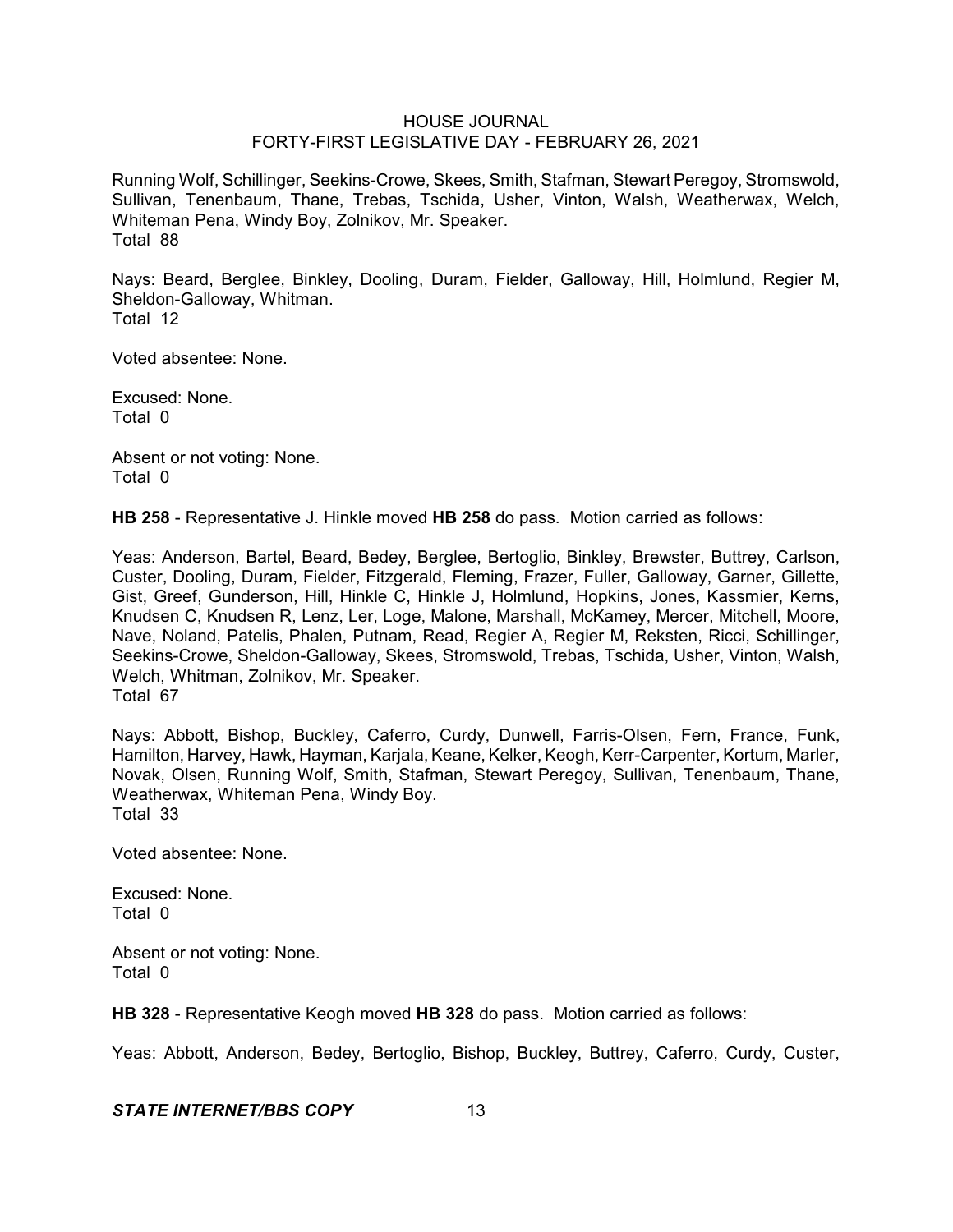Running Wolf, Schillinger, Seekins-Crowe, Skees, Smith, Stafman, Stewart Peregoy, Stromswold, Sullivan, Tenenbaum, Thane, Trebas, Tschida, Usher, Vinton, Walsh, Weatherwax, Welch, Whiteman Pena, Windy Boy, Zolnikov, Mr. Speaker.
Total 88

Nays: Beard, Berglee, Binkley, Dooling, Duram, Fielder, Galloway, Hill, Holmlund, Regier M, Sheldon-Galloway, Whitman.
Total 12

Voted absentee: None.

Excused: None.
Total 0

Absent or not voting: None.
Total 0

**HB 258** - Representative J. Hinkle moved **HB 258** do pass. Motion carried as follows:

Yeas: Anderson, Bartel, Beard, Bedey, Berglee, Bertoglio, Binkley, Brewster, Buttrey, Carlson, Custer, Dooling, Duram, Fielder, Fitzgerald, Fleming, Frazer, Fuller, Galloway, Garner, Gillette, Gist, Greef, Gunderson, Hill, Hinkle C, Hinkle J, Holmlund, Hopkins, Jones, Kassmier, Kerns, Knudsen C, Knudsen R, Lenz, Ler, Loge, Malone, Marshall, McKamey, Mercer, Mitchell, Moore, Nave, Noland, Patelis, Phalen, Putnam, Read, Regier A, Regier M, Reksten, Ricci, Schillinger, Seekins-Crowe, Sheldon-Galloway, Skees, Stromswold, Trebas, Tschida, Usher, Vinton, Walsh, Welch, Whitman, Zolnikov, Mr. Speaker.
Total 67

Nays: Abbott, Bishop, Buckley, Caferro, Curdy, Dunwell, Farris-Olsen, Fern, France, Funk, Hamilton, Harvey, Hawk, Hayman, Karjala, Keane, Kelker, Keogh, Kerr-Carpenter, Kortum, Marler, Novak, Olsen, Running Wolf, Smith, Stafman, Stewart Peregoy, Sullivan, Tenenbaum, Thane, Weatherwax, Whiteman Pena, Windy Boy.
Total 33

Voted absentee: None.

Excused: None.
Total 0

Absent or not voting: None.
Total 0

**HB 328** - Representative Keogh moved **HB 328** do pass. Motion carried as follows:

Yeas: Abbott, Anderson, Bedey, Bertoglio, Bishop, Buckley, Buttrey, Caferro, Curdy, Custer,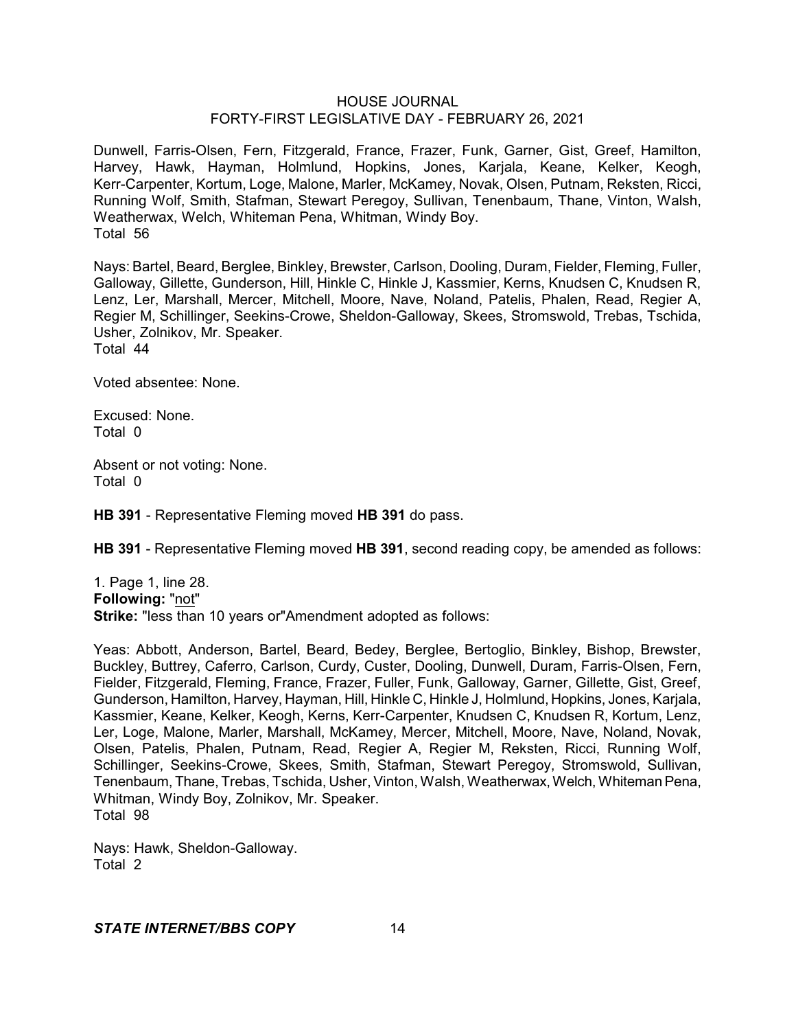Dunwell, Farris-Olsen, Fern, Fitzgerald, France, Frazer, Funk, Garner, Gist, Greef, Hamilton, Harvey, Hawk, Hayman, Holmlund, Hopkins, Jones, Karjala, Keane, Kelker, Keogh, Kerr-Carpenter, Kortum, Loge, Malone, Marler, McKamey, Novak, Olsen, Putnam, Reksten, Ricci, Running Wolf, Smith, Stafman, Stewart Peregoy, Sullivan, Tenenbaum, Thane, Vinton, Walsh, Weatherwax, Welch, Whiteman Pena, Whitman, Windy Boy.
Total 56

Nays: Bartel, Beard, Berglee, Binkley, Brewster, Carlson, Dooling, Duram, Fielder, Fleming, Fuller, Galloway, Gillette, Gunderson, Hill, Hinkle C, Hinkle J, Kassmier, Kerns, Knudsen C, Knudsen R, Lenz, Ler, Marshall, Mercer, Mitchell, Moore, Nave, Noland, Patelis, Phalen, Read, Regier A, Regier M, Schillinger, Seekins-Crowe, Sheldon-Galloway, Skees, Stromswold, Trebas, Tschida, Usher, Zolnikov, Mr. Speaker.
Total 44

Voted absentee: None.

Excused: None.
Total 0

Absent or not voting: None.
Total 0

**HB 391** - Representative Fleming moved **HB 391** do pass.

**HB 391** - Representative Fleming moved **HB 391**, second reading copy, be amended as follows:

1. Page 1, line 28.
**Following:** "not"
**Strike:** "less than 10 years or"Amendment adopted as follows:

Yeas: Abbott, Anderson, Bartel, Beard, Bedey, Berglee, Bertoglio, Binkley, Bishop, Brewster, Buckley, Buttrey, Caferro, Carlson, Curdy, Custer, Dooling, Dunwell, Duram, Farris-Olsen, Fern, Fielder, Fitzgerald, Fleming, France, Frazer, Fuller, Funk, Galloway, Garner, Gillette, Gist, Greef, Gunderson, Hamilton, Harvey, Hayman, Hill, Hinkle C, Hinkle J, Holmlund, Hopkins, Jones, Karjala, Kassmier, Keane, Kelker, Keogh, Kerns, Kerr-Carpenter, Knudsen C, Knudsen R, Kortum, Lenz, Ler, Loge, Malone, Marler, Marshall, McKamey, Mercer, Mitchell, Moore, Nave, Noland, Novak, Olsen, Patelis, Phalen, Putnam, Read, Regier A, Regier M, Reksten, Ricci, Running Wolf, Schillinger, Seekins-Crowe, Skees, Smith, Stafman, Stewart Peregoy, Stromswold, Sullivan, Tenenbaum, Thane, Trebas, Tschida, Usher, Vinton, Walsh, Weatherwax, Welch, Whiteman Pena, Whitman, Windy Boy, Zolnikov, Mr. Speaker.
Total 98

Nays: Hawk, Sheldon-Galloway.
Total 2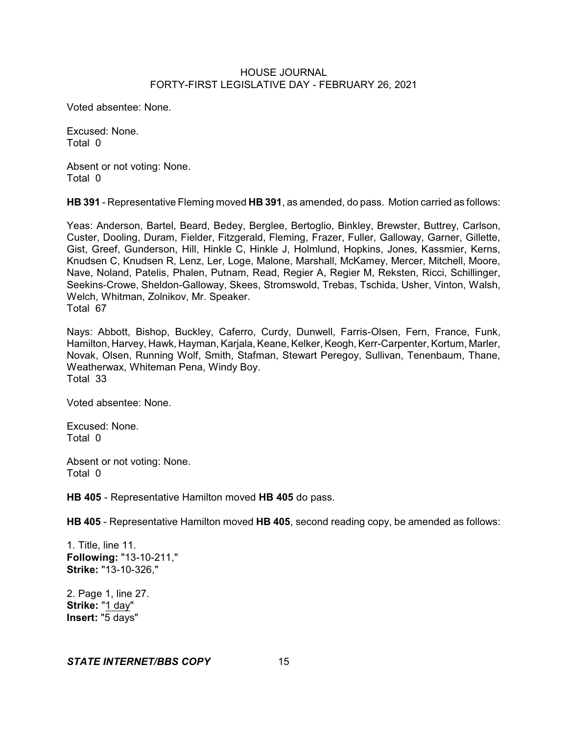Voted absentee: None.

Excused: None.
Total 0

Absent or not voting: None.
Total 0

**HB 391** - Representative Fleming moved **HB 391**, as amended, do pass. Motion carried as follows:

Yeas: Anderson, Bartel, Beard, Bedey, Berglee, Bertoglio, Binkley, Brewster, Buttrey, Carlson, Custer, Dooling, Duram, Fielder, Fitzgerald, Fleming, Frazer, Fuller, Galloway, Garner, Gillette, Gist, Greef, Gunderson, Hill, Hinkle C, Hinkle J, Holmlund, Hopkins, Jones, Kassmier, Kerns, Knudsen C, Knudsen R, Lenz, Ler, Loge, Malone, Marshall, McKamey, Mercer, Mitchell, Moore, Nave, Noland, Patelis, Phalen, Putnam, Read, Regier A, Regier M, Reksten, Ricci, Schillinger, Seekins-Crowe, Sheldon-Galloway, Skees, Stromswold, Trebas, Tschida, Usher, Vinton, Walsh, Welch, Whitman, Zolnikov, Mr. Speaker.
Total 67

Nays: Abbott, Bishop, Buckley, Caferro, Curdy, Dunwell, Farris-Olsen, Fern, France, Funk, Hamilton, Harvey, Hawk, Hayman, Karjala, Keane, Kelker, Keogh, Kerr-Carpenter, Kortum, Marler, Novak, Olsen, Running Wolf, Smith, Stafman, Stewart Peregoy, Sullivan, Tenenbaum, Thane, Weatherwax, Whiteman Pena, Windy Boy.
Total 33

Voted absentee: None.

Excused: None.
Total 0

Absent or not voting: None.
Total 0

**HB 405** - Representative Hamilton moved **HB 405** do pass.

**HB 405** - Representative Hamilton moved **HB 405**, second reading copy, be amended as follows:

1. Title, line 11.
**Following:** "13-10-211,"
**Strike:** "13-10-326,"

2. Page 1, line 27.
**Strike:** "1 day"
**Insert:** "5 days"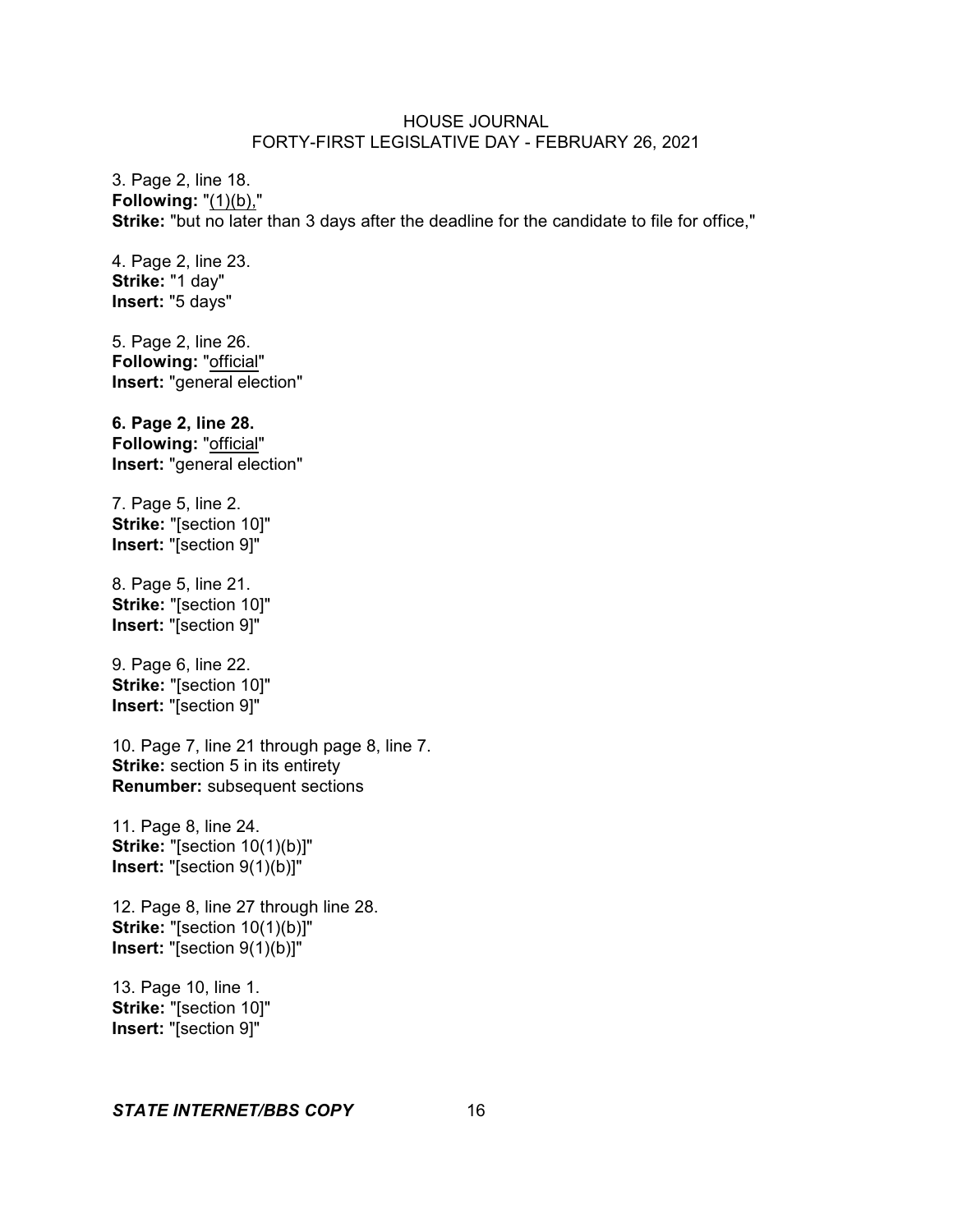3. Page 2, line 18.
**Following:** "(1)(b),"
**Strike:** "but no later than 3 days after the deadline for the candidate to file for office,"

4. Page 2, line 23.
**Strike:** "1 day"
**Insert:** "5 days"

5. Page 2, line 26.
**Following:** "official"
**Insert:** "general election"

**6. Page 2, line 28.**
**Following:** "official"
**Insert:** "general election"

7. Page 5, line 2.
**Strike:** "[section 10]"
**Insert:** "[section 9]"

8. Page 5, line 21.
**Strike:** "[section 10]"
**Insert:** "[section 9]"

9. Page 6, line 22.
**Strike:** "[section 10]"
**Insert:** "[section 9]"

10. Page 7, line 21 through page 8, line 7.
**Strike:** section 5 in its entirety
**Renumber:** subsequent sections

11. Page 8, line 24.
**Strike:** "[section 10(1)(b)]"
**Insert:** "[section 9(1)(b)]"

12. Page 8, line 27 through line 28.
**Strike:** "[section 10(1)(b)]"
**Insert:** "[section 9(1)(b)]"

13. Page 10, line 1.
**Strike:** "[section 10]"
**Insert:** "[section 9]"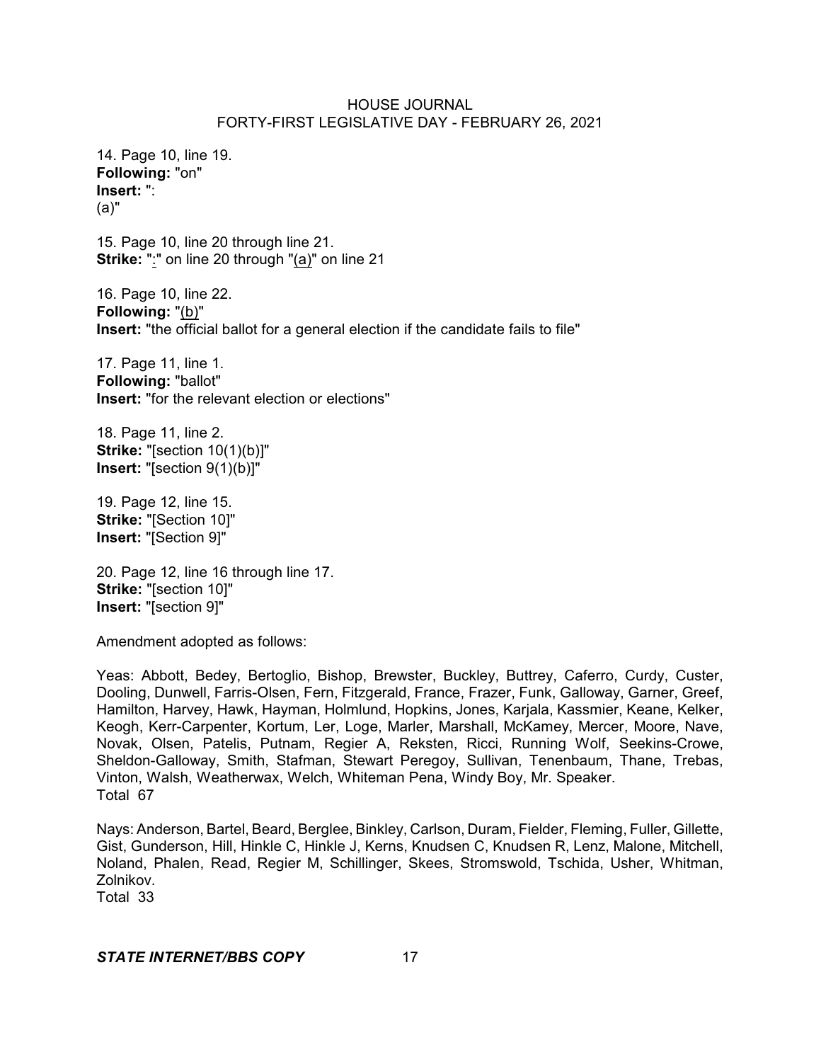14. Page 10, line 19.
**Following:** "on"
**Insert:** ":
(a)"

15. Page 10, line 20 through line 21.
**Strike:** "<u>:</u>" on line 20 through "<u>(a)</u>" on line 21

16. Page 10, line 22.
**Following:** "<u>(b)</u>"
**Insert:** "the official ballot for a general election if the candidate fails to file"

17. Page 11, line 1.
**Following:** "ballot"
**Insert:** "for the relevant election or elections"

18. Page 11, line 2.
**Strike:** "[section 10(1)(b)]"
**Insert:** "[section 9(1)(b)]"

19. Page 12, line 15.
**Strike:** "[Section 10]"
**Insert:** "[Section 9]"

20. Page 12, line 16 through line 17.
**Strike:** "[section 10]"
**Insert:** "[section 9]"

Amendment adopted as follows:

Yeas: Abbott, Bedey, Bertoglio, Bishop, Brewster, Buckley, Buttrey, Caferro, Curdy, Custer, Dooling, Dunwell, Farris-Olsen, Fern, Fitzgerald, France, Frazer, Funk, Galloway, Garner, Greef, Hamilton, Harvey, Hawk, Hayman, Holmlund, Hopkins, Jones, Karjala, Kassmier, Keane, Kelker, Keogh, Kerr-Carpenter, Kortum, Ler, Loge, Marler, Marshall, McKamey, Mercer, Moore, Nave, Novak, Olsen, Patelis, Putnam, Regier A, Reksten, Ricci, Running Wolf, Seekins-Crowe, Sheldon-Galloway, Smith, Stafman, Stewart Peregoy, Sullivan, Tenenbaum, Thane, Trebas, Vinton, Walsh, Weatherwax, Welch, Whiteman Pena, Windy Boy, Mr. Speaker.
Total 67

Nays: Anderson, Bartel, Beard, Berglee, Binkley, Carlson, Duram, Fielder, Fleming, Fuller, Gillette, Gist, Gunderson, Hill, Hinkle C, Hinkle J, Kerns, Knudsen C, Knudsen R, Lenz, Malone, Mitchell, Noland, Phalen, Read, Regier M, Schillinger, Skees, Stromswold, Tschida, Usher, Whitman, Zolnikov.
Total 33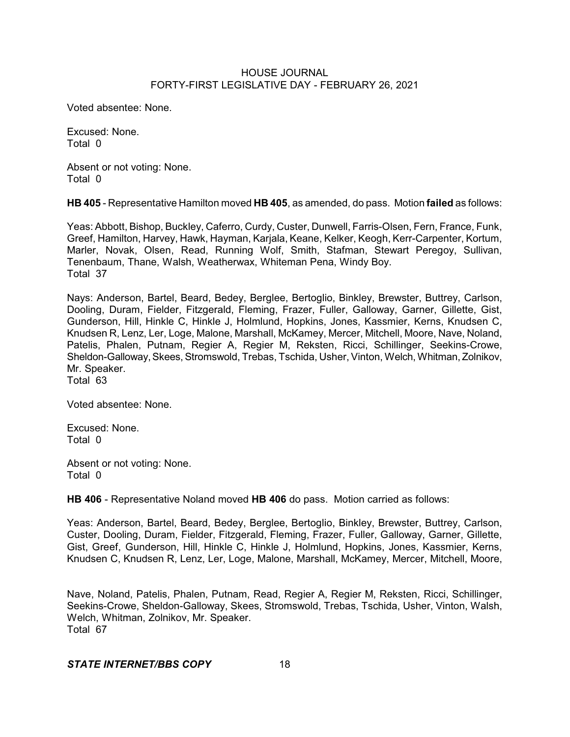Voted absentee: None.

Excused: None.
Total 0

Absent or not voting: None.
Total 0

**HB 405** - Representative Hamilton moved **HB 405**, as amended, do pass. Motion **failed** as follows:

Yeas: Abbott, Bishop, Buckley, Caferro, Curdy, Custer, Dunwell, Farris-Olsen, Fern, France, Funk, Greef, Hamilton, Harvey, Hawk, Hayman, Karjala, Keane, Kelker, Keogh, Kerr-Carpenter, Kortum, Marler, Novak, Olsen, Read, Running Wolf, Smith, Stafman, Stewart Peregoy, Sullivan, Tenenbaum, Thane, Walsh, Weatherwax, Whiteman Pena, Windy Boy.
Total 37

Nays: Anderson, Bartel, Beard, Bedey, Berglee, Bertoglio, Binkley, Brewster, Buttrey, Carlson, Dooling, Duram, Fielder, Fitzgerald, Fleming, Frazer, Fuller, Galloway, Garner, Gillette, Gist, Gunderson, Hill, Hinkle C, Hinkle J, Holmlund, Hopkins, Jones, Kassmier, Kerns, Knudsen C, Knudsen R, Lenz, Ler, Loge, Malone, Marshall, McKamey, Mercer, Mitchell, Moore, Nave, Noland, Patelis, Phalen, Putnam, Regier A, Regier M, Reksten, Ricci, Schillinger, Seekins-Crowe, Sheldon-Galloway, Skees, Stromswold, Trebas, Tschida, Usher, Vinton, Welch, Whitman, Zolnikov, Mr. Speaker.
Total 63

Voted absentee: None.

Excused: None.
Total 0

Absent or not voting: None.
Total 0

**HB 406** - Representative Noland moved **HB 406** do pass. Motion carried as follows:

Yeas: Anderson, Bartel, Beard, Bedey, Berglee, Bertoglio, Binkley, Brewster, Buttrey, Carlson, Custer, Dooling, Duram, Fielder, Fitzgerald, Fleming, Frazer, Fuller, Galloway, Garner, Gillette, Gist, Greef, Gunderson, Hill, Hinkle C, Hinkle J, Holmlund, Hopkins, Jones, Kassmier, Kerns, Knudsen C, Knudsen R, Lenz, Ler, Loge, Malone, Marshall, McKamey, Mercer, Mitchell, Moore, Nave, Noland, Patelis, Phalen, Putnam, Read, Regier A, Regier M, Reksten, Ricci, Schillinger, Seekins-Crowe, Sheldon-Galloway, Skees, Stromswold, Trebas, Tschida, Usher, Vinton, Walsh, Welch, Whitman, Zolnikov, Mr. Speaker.
Total 67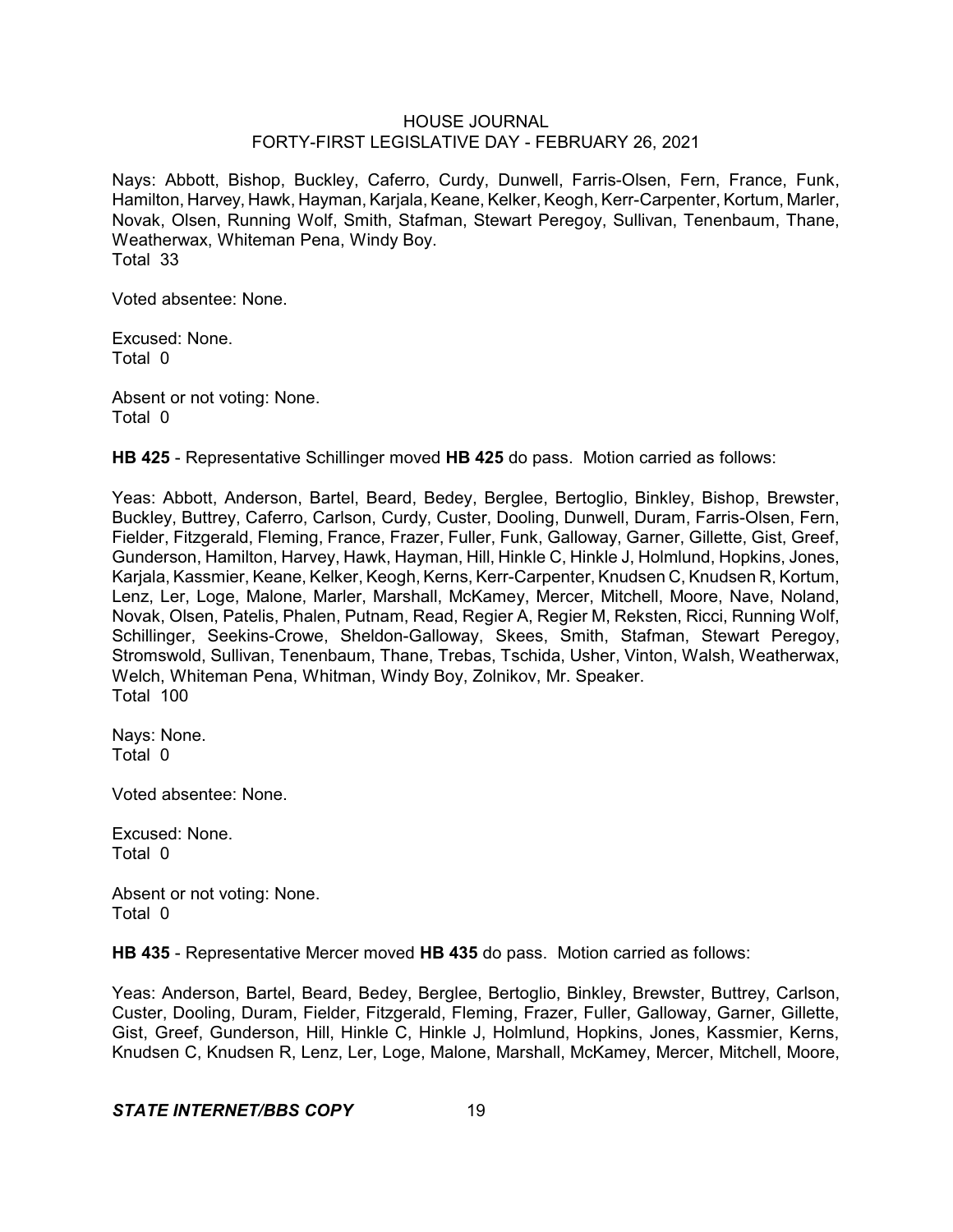Nays: Abbott, Bishop, Buckley, Caferro, Curdy, Dunwell, Farris-Olsen, Fern, France, Funk, Hamilton, Harvey, Hawk, Hayman, Karjala, Keane, Kelker, Keogh, Kerr-Carpenter, Kortum, Marler, Novak, Olsen, Running Wolf, Smith, Stafman, Stewart Peregoy, Sullivan, Tenenbaum, Thane, Weatherwax, Whiteman Pena, Windy Boy.
Total 33

Voted absentee: None.

Excused: None.
Total 0

Absent or not voting: None.
Total 0

**HB 425** - Representative Schillinger moved **HB 425** do pass. Motion carried as follows:

Yeas: Abbott, Anderson, Bartel, Beard, Bedey, Berglee, Bertoglio, Binkley, Bishop, Brewster, Buckley, Buttrey, Caferro, Carlson, Curdy, Custer, Dooling, Dunwell, Duram, Farris-Olsen, Fern, Fielder, Fitzgerald, Fleming, France, Frazer, Fuller, Funk, Galloway, Garner, Gillette, Gist, Greef, Gunderson, Hamilton, Harvey, Hawk, Hayman, Hill, Hinkle C, Hinkle J, Holmlund, Hopkins, Jones, Karjala, Kassmier, Keane, Kelker, Keogh, Kerns, Kerr-Carpenter, Knudsen C, Knudsen R, Kortum, Lenz, Ler, Loge, Malone, Marler, Marshall, McKamey, Mercer, Mitchell, Moore, Nave, Noland, Novak, Olsen, Patelis, Phalen, Putnam, Read, Regier A, Regier M, Reksten, Ricci, Running Wolf, Schillinger, Seekins-Crowe, Sheldon-Galloway, Skees, Smith, Stafman, Stewart Peregoy, Stromswold, Sullivan, Tenenbaum, Thane, Trebas, Tschida, Usher, Vinton, Walsh, Weatherwax, Welch, Whiteman Pena, Whitman, Windy Boy, Zolnikov, Mr. Speaker.
Total 100

Nays: None.
Total 0

Voted absentee: None.

Excused: None.
Total 0

Absent or not voting: None.
Total 0

**HB 435** - Representative Mercer moved **HB 435** do pass. Motion carried as follows:

Yeas: Anderson, Bartel, Beard, Bedey, Berglee, Bertoglio, Binkley, Brewster, Buttrey, Carlson, Custer, Dooling, Duram, Fielder, Fitzgerald, Fleming, Frazer, Fuller, Galloway, Garner, Gillette, Gist, Greef, Gunderson, Hill, Hinkle C, Hinkle J, Holmlund, Hopkins, Jones, Kassmier, Kerns, Knudsen C, Knudsen R, Lenz, Ler, Loge, Malone, Marshall, McKamey, Mercer, Mitchell, Moore,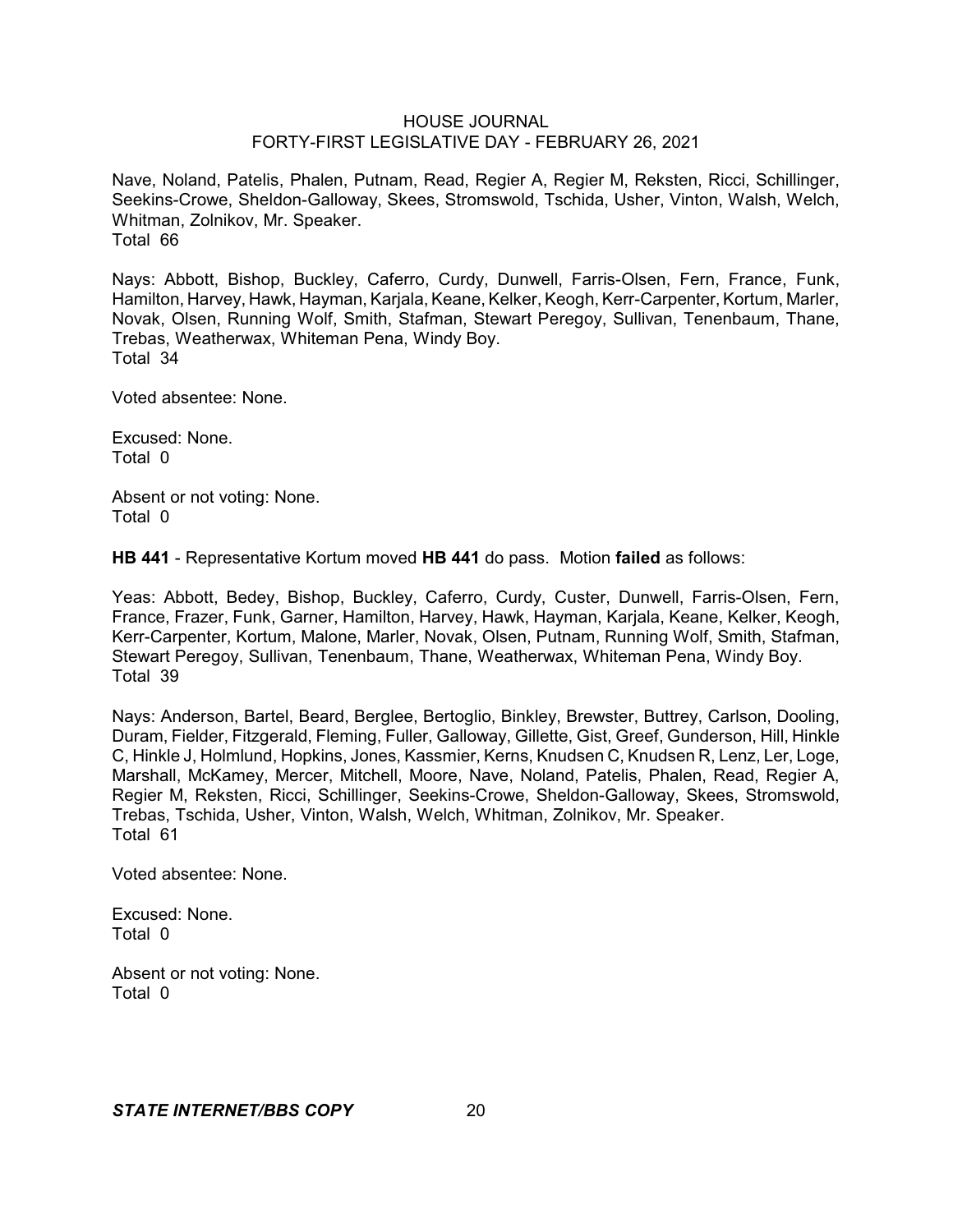Nave, Noland, Patelis, Phalen, Putnam, Read, Regier A, Regier M, Reksten, Ricci, Schillinger, Seekins-Crowe, Sheldon-Galloway, Skees, Stromswold, Tschida, Usher, Vinton, Walsh, Welch, Whitman, Zolnikov, Mr. Speaker.
Total 66

Nays: Abbott, Bishop, Buckley, Caferro, Curdy, Dunwell, Farris-Olsen, Fern, France, Funk, Hamilton, Harvey, Hawk, Hayman, Karjala, Keane, Kelker, Keogh, Kerr-Carpenter, Kortum, Marler, Novak, Olsen, Running Wolf, Smith, Stafman, Stewart Peregoy, Sullivan, Tenenbaum, Thane, Trebas, Weatherwax, Whiteman Pena, Windy Boy.
Total 34

Voted absentee: None.

Excused: None.
Total 0

Absent or not voting: None.
Total 0

**HB 441** - Representative Kortum moved **HB 441** do pass. Motion **failed** as follows:

Yeas: Abbott, Bedey, Bishop, Buckley, Caferro, Curdy, Custer, Dunwell, Farris-Olsen, Fern, France, Frazer, Funk, Garner, Hamilton, Harvey, Hawk, Hayman, Karjala, Keane, Kelker, Keogh, Kerr-Carpenter, Kortum, Malone, Marler, Novak, Olsen, Putnam, Running Wolf, Smith, Stafman, Stewart Peregoy, Sullivan, Tenenbaum, Thane, Weatherwax, Whiteman Pena, Windy Boy.
Total 39

Nays: Anderson, Bartel, Beard, Berglee, Bertoglio, Binkley, Brewster, Buttrey, Carlson, Dooling, Duram, Fielder, Fitzgerald, Fleming, Fuller, Galloway, Gillette, Gist, Greef, Gunderson, Hill, Hinkle C, Hinkle J, Holmlund, Hopkins, Jones, Kassmier, Kerns, Knudsen C, Knudsen R, Lenz, Ler, Loge, Marshall, McKamey, Mercer, Mitchell, Moore, Nave, Noland, Patelis, Phalen, Read, Regier A, Regier M, Reksten, Ricci, Schillinger, Seekins-Crowe, Sheldon-Galloway, Skees, Stromswold, Trebas, Tschida, Usher, Vinton, Walsh, Welch, Whitman, Zolnikov, Mr. Speaker.
Total 61

Voted absentee: None.

Excused: None.
Total 0

Absent or not voting: None.
Total 0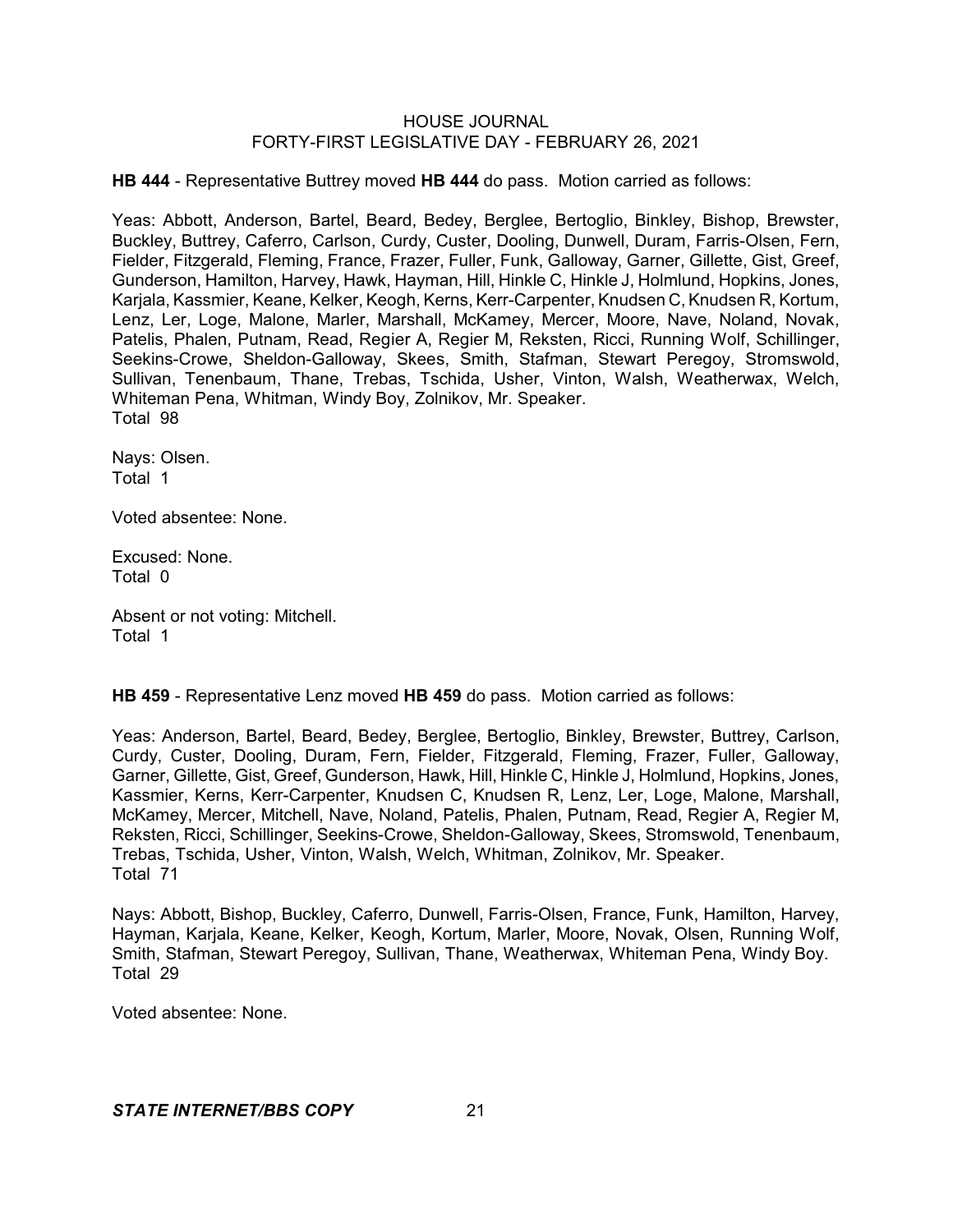**HB 444** - Representative Buttrey moved **HB 444** do pass. Motion carried as follows:

Yeas: Abbott, Anderson, Bartel, Beard, Bedey, Berglee, Bertoglio, Binkley, Bishop, Brewster, Buckley, Buttrey, Caferro, Carlson, Curdy, Custer, Dooling, Dunwell, Duram, Farris-Olsen, Fern, Fielder, Fitzgerald, Fleming, France, Frazer, Fuller, Funk, Galloway, Garner, Gillette, Gist, Greef, Gunderson, Hamilton, Harvey, Hawk, Hayman, Hill, Hinkle C, Hinkle J, Holmlund, Hopkins, Jones, Karjala, Kassmier, Keane, Kelker, Keogh, Kerns, Kerr-Carpenter, Knudsen C, Knudsen R, Kortum, Lenz, Ler, Loge, Malone, Marler, Marshall, McKamey, Mercer, Moore, Nave, Noland, Novak, Patelis, Phalen, Putnam, Read, Regier A, Regier M, Reksten, Ricci, Running Wolf, Schillinger, Seekins-Crowe, Sheldon-Galloway, Skees, Smith, Stafman, Stewart Peregoy, Stromswold, Sullivan, Tenenbaum, Thane, Trebas, Tschida, Usher, Vinton, Walsh, Weatherwax, Welch, Whiteman Pena, Whitman, Windy Boy, Zolnikov, Mr. Speaker.
Total 98

Nays: Olsen.
Total 1

Voted absentee: None.

Excused: None.
Total 0

Absent or not voting: Mitchell.
Total 1

**HB 459** - Representative Lenz moved **HB 459** do pass. Motion carried as follows:

Yeas: Anderson, Bartel, Beard, Bedey, Berglee, Bertoglio, Binkley, Brewster, Buttrey, Carlson, Curdy, Custer, Dooling, Duram, Fern, Fielder, Fitzgerald, Fleming, Frazer, Fuller, Galloway, Garner, Gillette, Gist, Greef, Gunderson, Hawk, Hill, Hinkle C, Hinkle J, Holmlund, Hopkins, Jones, Kassmier, Kerns, Kerr-Carpenter, Knudsen C, Knudsen R, Lenz, Ler, Loge, Malone, Marshall, McKamey, Mercer, Mitchell, Nave, Noland, Patelis, Phalen, Putnam, Read, Regier A, Regier M, Reksten, Ricci, Schillinger, Seekins-Crowe, Sheldon-Galloway, Skees, Stromswold, Tenenbaum, Trebas, Tschida, Usher, Vinton, Walsh, Welch, Whitman, Zolnikov, Mr. Speaker.
Total 71

Nays: Abbott, Bishop, Buckley, Caferro, Dunwell, Farris-Olsen, France, Funk, Hamilton, Harvey, Hayman, Karjala, Keane, Kelker, Keogh, Kortum, Marler, Moore, Novak, Olsen, Running Wolf, Smith, Stafman, Stewart Peregoy, Sullivan, Thane, Weatherwax, Whiteman Pena, Windy Boy.
Total 29

Voted absentee: None.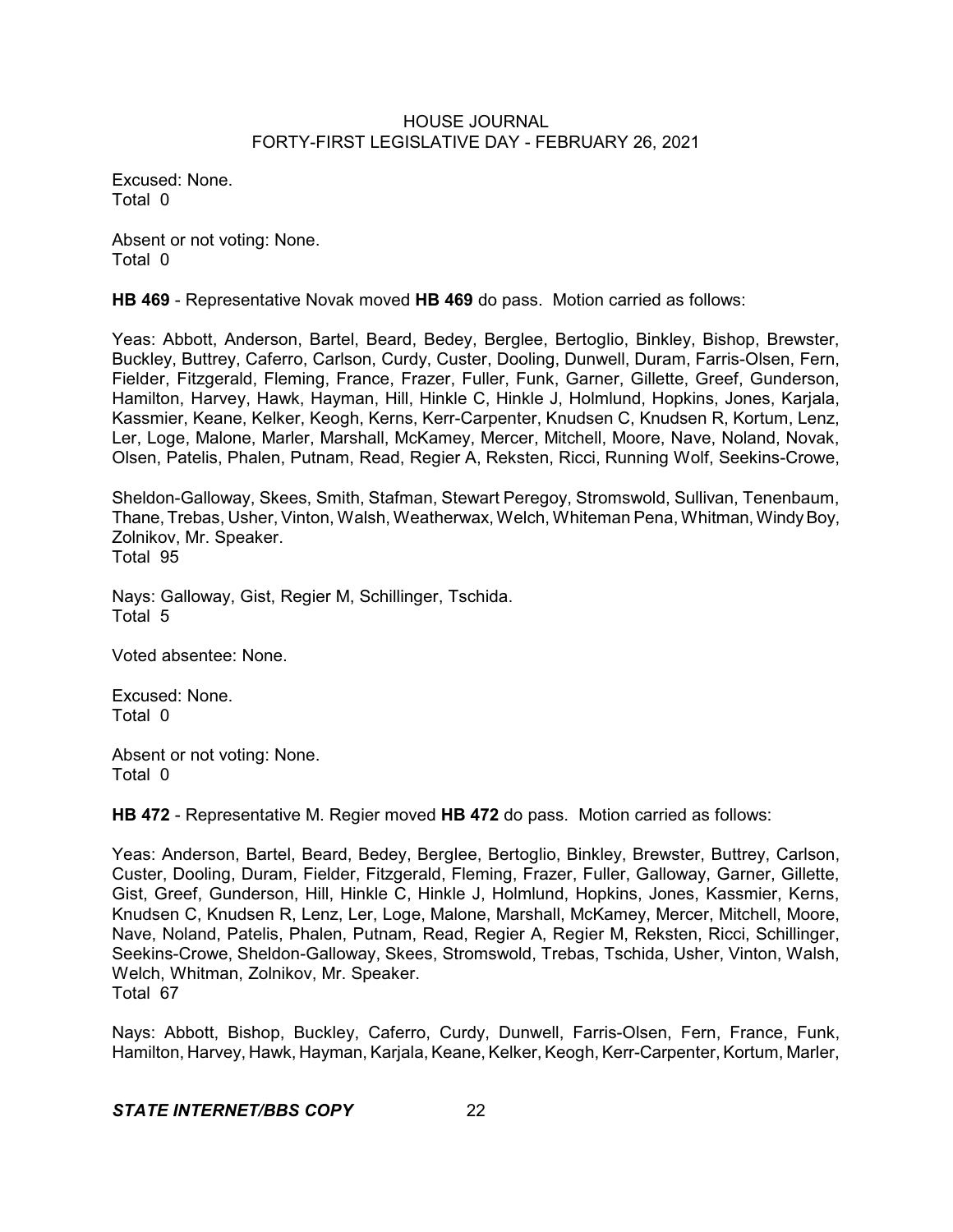Excused: None.
Total 0

Absent or not voting: None.
Total 0

**HB 469** - Representative Novak moved **HB 469** do pass. Motion carried as follows:

Yeas: Abbott, Anderson, Bartel, Beard, Bedey, Berglee, Bertoglio, Binkley, Bishop, Brewster, Buckley, Buttrey, Caferro, Carlson, Curdy, Custer, Dooling, Dunwell, Duram, Farris-Olsen, Fern, Fielder, Fitzgerald, Fleming, France, Frazer, Fuller, Funk, Garner, Gillette, Greef, Gunderson, Hamilton, Harvey, Hawk, Hayman, Hill, Hinkle C, Hinkle J, Holmlund, Hopkins, Jones, Karjala, Kassmier, Keane, Kelker, Keogh, Kerns, Kerr-Carpenter, Knudsen C, Knudsen R, Kortum, Lenz, Ler, Loge, Malone, Marler, Marshall, McKamey, Mercer, Mitchell, Moore, Nave, Noland, Novak, Olsen, Patelis, Phalen, Putnam, Read, Regier A, Reksten, Ricci, Running Wolf, Seekins-Crowe, Sheldon-Galloway, Skees, Smith, Stafman, Stewart Peregoy, Stromswold, Sullivan, Tenenbaum, Thane, Trebas, Usher, Vinton, Walsh, Weatherwax, Welch, Whiteman Pena, Whitman, Windy Boy, Zolnikov, Mr. Speaker.
Total 95

Nays: Galloway, Gist, Regier M, Schillinger, Tschida.
Total 5

Voted absentee: None.

Excused: None.
Total 0

Absent or not voting: None.
Total 0

**HB 472** - Representative M. Regier moved **HB 472** do pass. Motion carried as follows:

Yeas: Anderson, Bartel, Beard, Bedey, Berglee, Bertoglio, Binkley, Brewster, Buttrey, Carlson, Custer, Dooling, Duram, Fielder, Fitzgerald, Fleming, Frazer, Fuller, Galloway, Garner, Gillette, Gist, Greef, Gunderson, Hill, Hinkle C, Hinkle J, Holmlund, Hopkins, Jones, Kassmier, Kerns, Knudsen C, Knudsen R, Lenz, Ler, Loge, Malone, Marshall, McKamey, Mercer, Mitchell, Moore, Nave, Noland, Patelis, Phalen, Putnam, Read, Regier A, Regier M, Reksten, Ricci, Schillinger, Seekins-Crowe, Sheldon-Galloway, Skees, Stromswold, Trebas, Tschida, Usher, Vinton, Walsh, Welch, Whitman, Zolnikov, Mr. Speaker.
Total 67

Nays: Abbott, Bishop, Buckley, Caferro, Curdy, Dunwell, Farris-Olsen, Fern, France, Funk, Hamilton, Harvey, Hawk, Hayman, Karjala, Keane, Kelker, Keogh, Kerr-Carpenter, Kortum, Marler,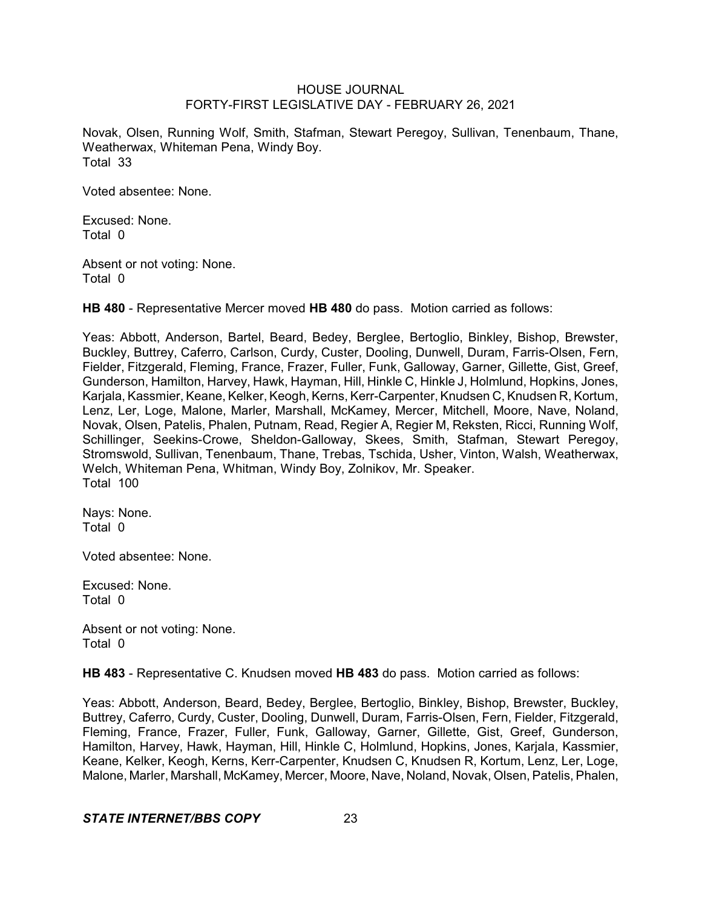Novak, Olsen, Running Wolf, Smith, Stafman, Stewart Peregoy, Sullivan, Tenenbaum, Thane, Weatherwax, Whiteman Pena, Windy Boy.
Total 33

Voted absentee: None.

Excused: None.
Total 0

Absent or not voting: None.
Total 0

**HB 480** - Representative Mercer moved **HB 480** do pass. Motion carried as follows:

Yeas: Abbott, Anderson, Bartel, Beard, Bedey, Berglee, Bertoglio, Binkley, Bishop, Brewster, Buckley, Buttrey, Caferro, Carlson, Curdy, Custer, Dooling, Dunwell, Duram, Farris-Olsen, Fern, Fielder, Fitzgerald, Fleming, France, Frazer, Fuller, Funk, Galloway, Garner, Gillette, Gist, Greef, Gunderson, Hamilton, Harvey, Hawk, Hayman, Hill, Hinkle C, Hinkle J, Holmlund, Hopkins, Jones, Karjala, Kassmier, Keane, Kelker, Keogh, Kerns, Kerr-Carpenter, Knudsen C, Knudsen R, Kortum, Lenz, Ler, Loge, Malone, Marler, Marshall, McKamey, Mercer, Mitchell, Moore, Nave, Noland, Novak, Olsen, Patelis, Phalen, Putnam, Read, Regier A, Regier M, Reksten, Ricci, Running Wolf, Schillinger, Seekins-Crowe, Sheldon-Galloway, Skees, Smith, Stafman, Stewart Peregoy, Stromswold, Sullivan, Tenenbaum, Thane, Trebas, Tschida, Usher, Vinton, Walsh, Weatherwax, Welch, Whiteman Pena, Whitman, Windy Boy, Zolnikov, Mr. Speaker.
Total 100

Nays: None.
Total 0

Voted absentee: None.

Excused: None.
Total 0

Absent or not voting: None.
Total 0

**HB 483** - Representative C. Knudsen moved **HB 483** do pass. Motion carried as follows:

Yeas: Abbott, Anderson, Beard, Bedey, Berglee, Bertoglio, Binkley, Bishop, Brewster, Buckley, Buttrey, Caferro, Curdy, Custer, Dooling, Dunwell, Duram, Farris-Olsen, Fern, Fielder, Fitzgerald, Fleming, France, Frazer, Fuller, Funk, Galloway, Garner, Gillette, Gist, Greef, Gunderson, Hamilton, Harvey, Hawk, Hayman, Hill, Hinkle C, Holmlund, Hopkins, Jones, Karjala, Kassmier, Keane, Kelker, Keogh, Kerns, Kerr-Carpenter, Knudsen C, Knudsen R, Kortum, Lenz, Ler, Loge, Malone, Marler, Marshall, McKamey, Mercer, Moore, Nave, Noland, Novak, Olsen, Patelis, Phalen,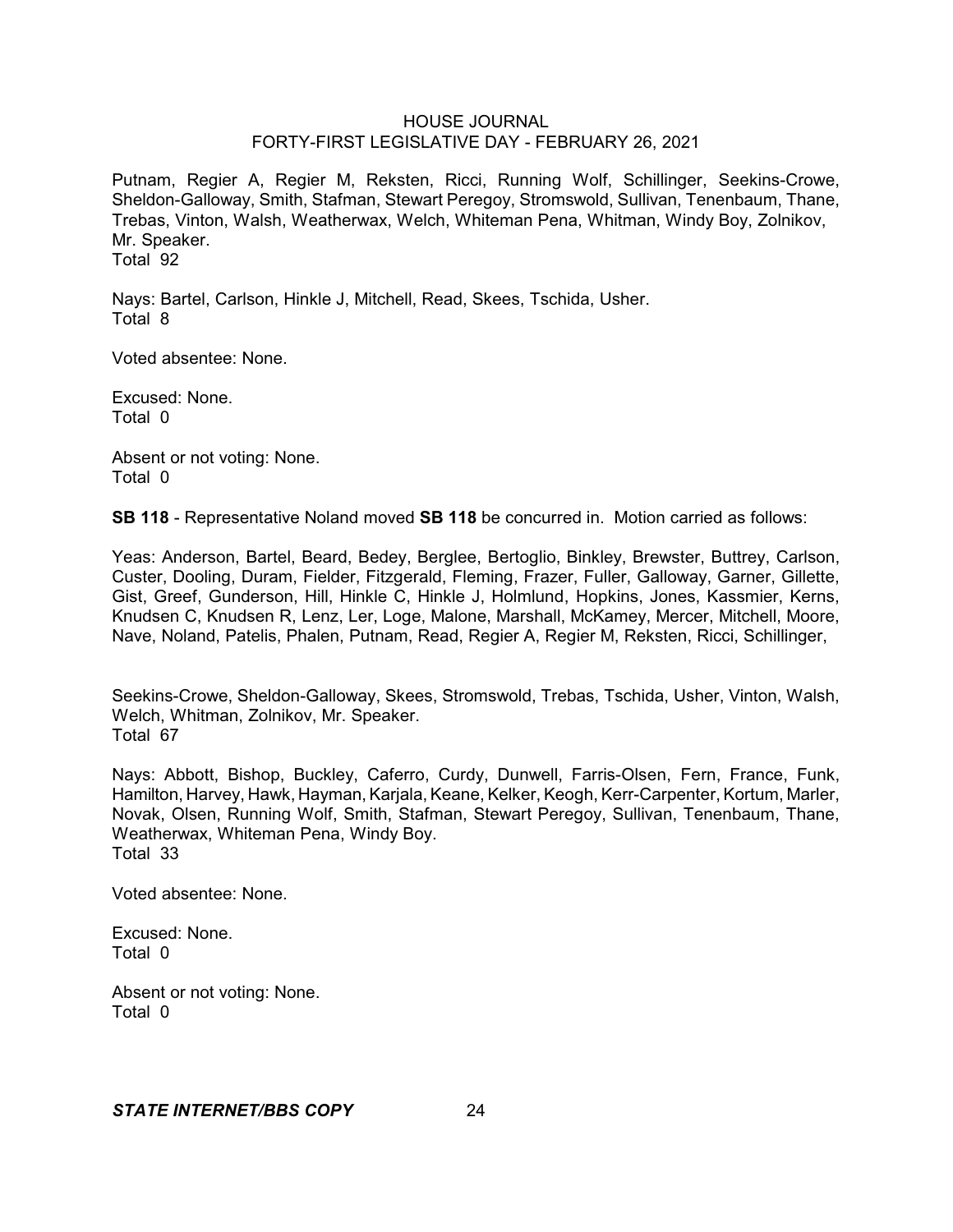Putnam, Regier A, Regier M, Reksten, Ricci, Running Wolf, Schillinger, Seekins-Crowe, Sheldon-Galloway, Smith, Stafman, Stewart Peregoy, Stromswold, Sullivan, Tenenbaum, Thane, Trebas, Vinton, Walsh, Weatherwax, Welch, Whiteman Pena, Whitman, Windy Boy, Zolnikov, Mr. Speaker.
Total 92

Nays: Bartel, Carlson, Hinkle J, Mitchell, Read, Skees, Tschida, Usher.
Total 8

Voted absentee: None.

Excused: None.
Total 0

Absent or not voting: None.
Total 0

**SB 118** - Representative Noland moved **SB 118** be concurred in. Motion carried as follows:

Yeas: Anderson, Bartel, Beard, Bedey, Berglee, Bertoglio, Binkley, Brewster, Buttrey, Carlson, Custer, Dooling, Duram, Fielder, Fitzgerald, Fleming, Frazer, Fuller, Galloway, Garner, Gillette, Gist, Greef, Gunderson, Hill, Hinkle C, Hinkle J, Holmlund, Hopkins, Jones, Kassmier, Kerns, Knudsen C, Knudsen R, Lenz, Ler, Loge, Malone, Marshall, McKamey, Mercer, Mitchell, Moore, Nave, Noland, Patelis, Phalen, Putnam, Read, Regier A, Regier M, Reksten, Ricci, Schillinger, Seekins-Crowe, Sheldon-Galloway, Skees, Stromswold, Trebas, Tschida, Usher, Vinton, Walsh, Welch, Whitman, Zolnikov, Mr. Speaker.
Total 67

Nays: Abbott, Bishop, Buckley, Caferro, Curdy, Dunwell, Farris-Olsen, Fern, France, Funk, Hamilton, Harvey, Hawk, Hayman, Karjala, Keane, Kelker, Keogh, Kerr-Carpenter, Kortum, Marler, Novak, Olsen, Running Wolf, Smith, Stafman, Stewart Peregoy, Sullivan, Tenenbaum, Thane, Weatherwax, Whiteman Pena, Windy Boy.
Total 33

Voted absentee: None.

Excused: None.
Total 0

Absent or not voting: None.
Total 0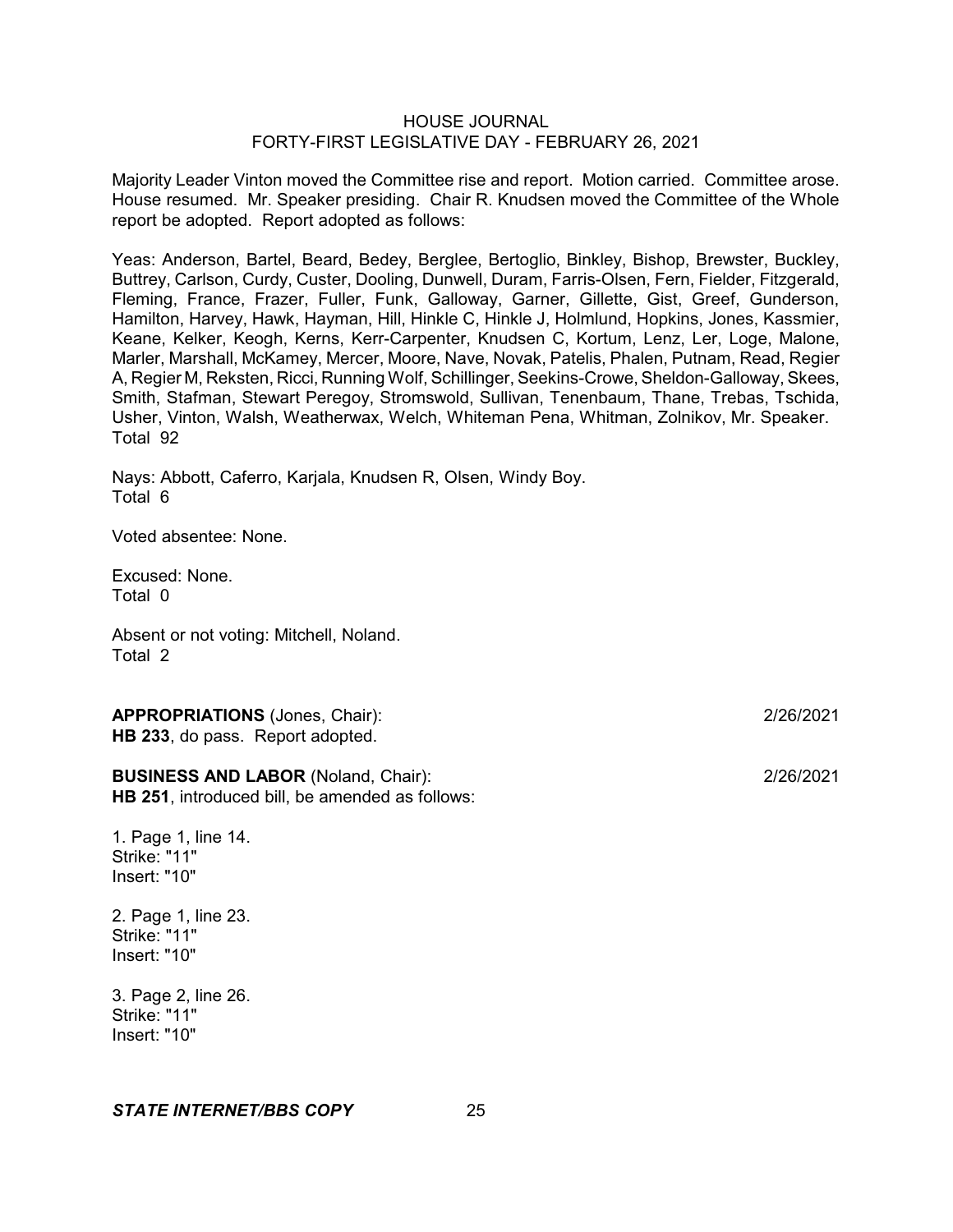Majority Leader Vinton moved the Committee rise and report. Motion carried. Committee arose. House resumed. Mr. Speaker presiding. Chair R. Knudsen moved the Committee of the Whole report be adopted. Report adopted as follows:

Yeas: Anderson, Bartel, Beard, Bedey, Berglee, Bertoglio, Binkley, Bishop, Brewster, Buckley, Buttrey, Carlson, Curdy, Custer, Dooling, Dunwell, Duram, Farris-Olsen, Fern, Fielder, Fitzgerald, Fleming, France, Frazer, Fuller, Funk, Galloway, Garner, Gillette, Gist, Greef, Gunderson, Hamilton, Harvey, Hawk, Hayman, Hill, Hinkle C, Hinkle J, Holmlund, Hopkins, Jones, Kassmier, Keane, Kelker, Keogh, Kerns, Kerr-Carpenter, Knudsen C, Kortum, Lenz, Ler, Loge, Malone, Marler, Marshall, McKamey, Mercer, Moore, Nave, Novak, Patelis, Phalen, Putnam, Read, Regier A, Regier M, Reksten, Ricci, Running Wolf, Schillinger, Seekins-Crowe, Sheldon-Galloway, Skees, Smith, Stafman, Stewart Peregoy, Stromswold, Sullivan, Tenenbaum, Thane, Trebas, Tschida, Usher, Vinton, Walsh, Weatherwax, Welch, Whiteman Pena, Whitman, Zolnikov, Mr. Speaker.
Total 92

Nays: Abbott, Caferro, Karjala, Knudsen R, Olsen, Windy Boy.
Total 6

Voted absentee: None.

Excused: None.
Total 0

Absent or not voting: Mitchell, Noland.
Total 2

**APPROPRIATIONS** (Jones, Chair): 2/26/2021
**HB 233**, do pass. Report adopted.

**BUSINESS AND LABOR** (Noland, Chair): 2/26/2021
**HB 251**, introduced bill, be amended as follows:

1. Page 1, line 14.
Strike: "11"
Insert: "10"

2. Page 1, line 23.
Strike: "11"
Insert: "10"

3. Page 2, line 26.
Strike: "11"
Insert: "10"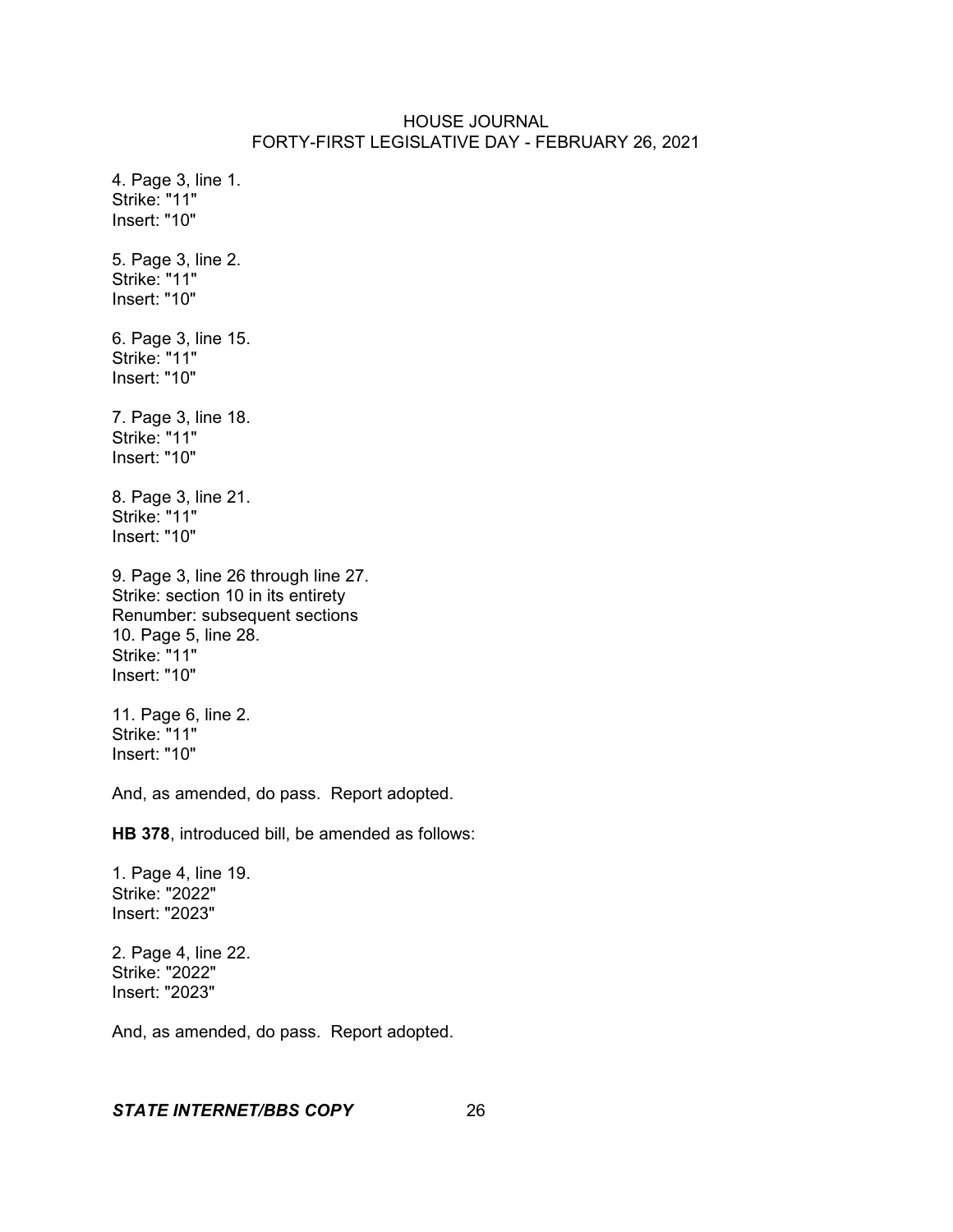4. Page 3, line 1.
Strike: "11"
Insert: "10"

5. Page 3, line 2.
Strike: "11"
Insert: "10"

6. Page 3, line 15.
Strike: "11"
Insert: "10"

7. Page 3, line 18.
Strike: "11"
Insert: "10"

8. Page 3, line 21.
Strike: "11"
Insert: "10"

9. Page 3, line 26 through line 27.
Strike: section 10 in its entirety
Renumber: subsequent sections
10. Page 5, line 28.
Strike: "11"
Insert: "10"

11. Page 6, line 2.
Strike: "11"
Insert: "10"

And, as amended, do pass. Report adopted.

**HB 378**, introduced bill, be amended as follows:

1. Page 4, line 19.
Strike: "2022"
Insert: "2023"

2. Page 4, line 22.
Strike: "2022"
Insert: "2023"

And, as amended, do pass. Report adopted.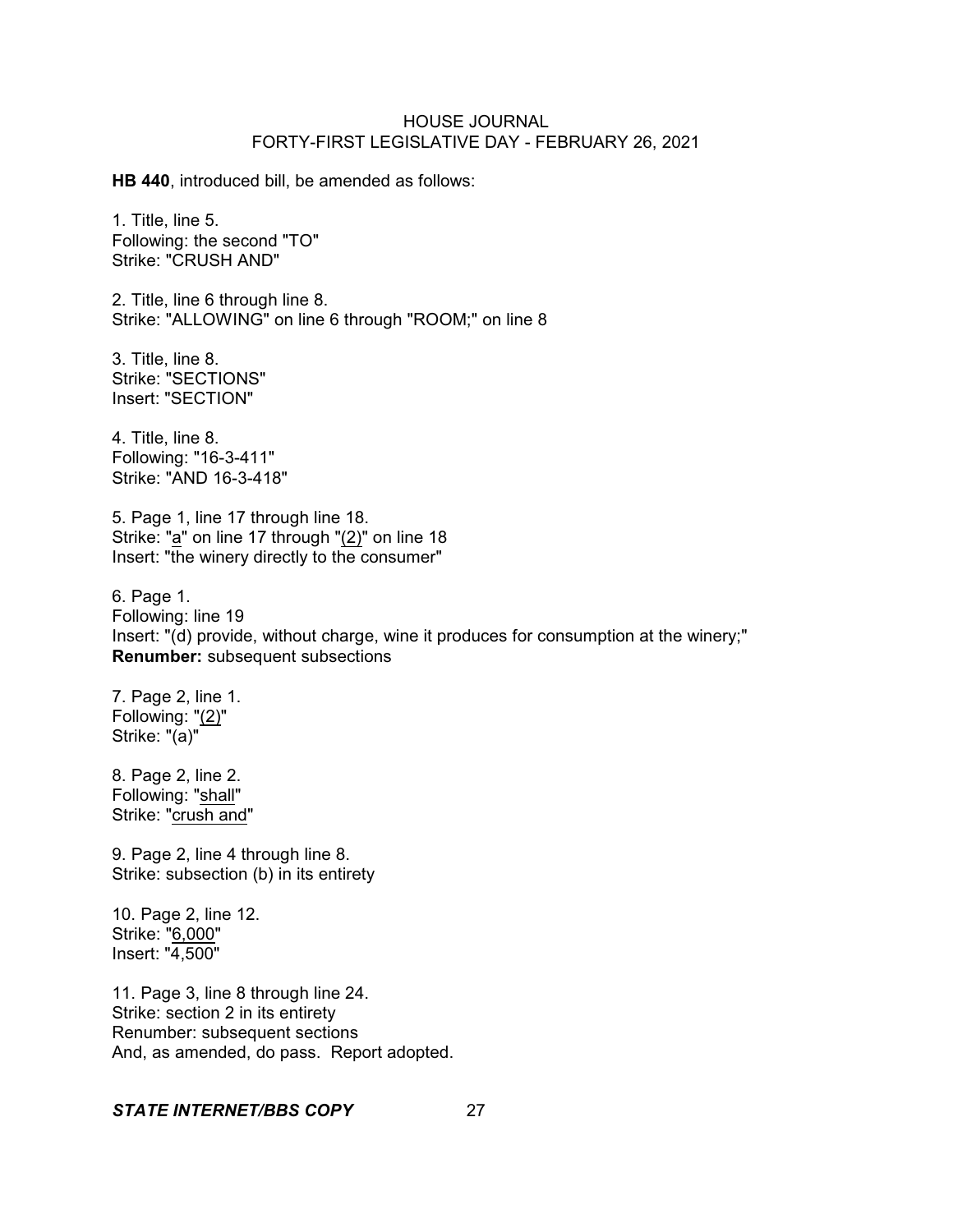**HB 440**, introduced bill, be amended as follows:

1. Title, line 5.
Following: the second "TO"
Strike: "CRUSH AND"

2. Title, line 6 through line 8.
Strike: "ALLOWING" on line 6 through "ROOM;" on line 8

3. Title, line 8.
Strike: "SECTIONS"
Insert: "SECTION"

4. Title, line 8.
Following: "16-3-411"
Strike: "AND 16-3-418"

5. Page 1, line 17 through line 18.
Strike: "a" on line 17 through "(2)" on line 18
Insert: "the winery directly to the consumer"

6. Page 1.
Following: line 19
Insert: "(d) provide, without charge, wine it produces for consumption at the winery;"
**Renumber:** subsequent subsections

7. Page 2, line 1.
Following: "(2)"
Strike: "(a)"

8. Page 2, line 2.
Following: "shall"
Strike: "crush and"

9. Page 2, line 4 through line 8.
Strike: subsection (b) in its entirety

10. Page 2, line 12.
Strike: "6,000"
Insert: "4,500"

11. Page 3, line 8 through line 24.
Strike: section 2 in its entirety
Renumber: subsequent sections
And, as amended, do pass. Report adopted.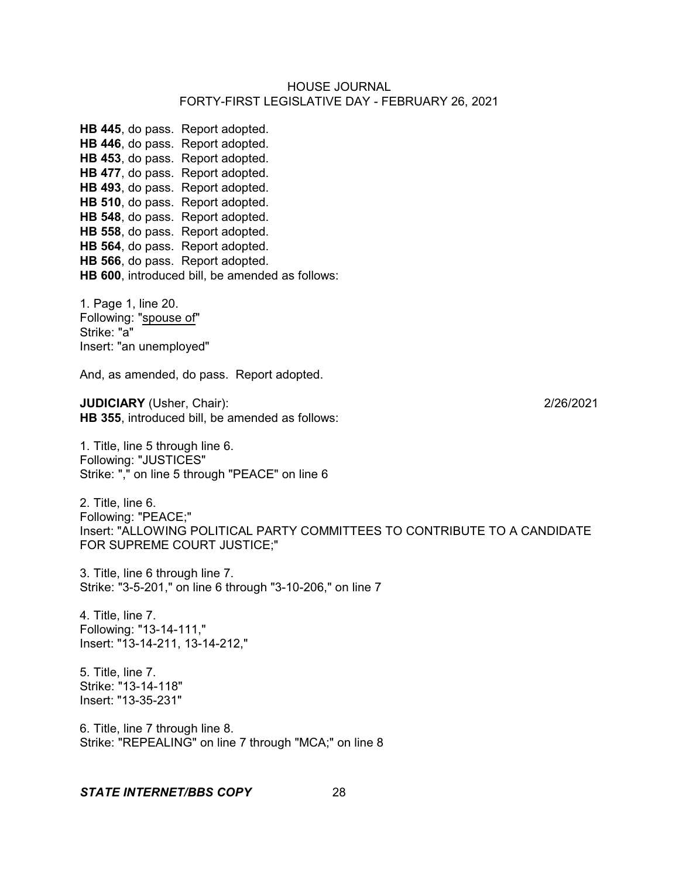**HB 445**, do pass. Report adopted.
**HB 446**, do pass. Report adopted.
**HB 453**, do pass. Report adopted.
**HB 477**, do pass. Report adopted.
**HB 493**, do pass. Report adopted.
**HB 510**, do pass. Report adopted.
**HB 548**, do pass. Report adopted.
**HB 558**, do pass. Report adopted.
**HB 564**, do pass. Report adopted.
**HB 566**, do pass. Report adopted.
**HB 600**, introduced bill, be amended as follows:

1. Page 1, line 20.
Following: "<u>spouse of</u>"
Strike: "a"
Insert: "an unemployed"

And, as amended, do pass. Report adopted.

**JUDICIARY** (Usher, Chair): 2/26/2021
**HB 355**, introduced bill, be amended as follows:

1. Title, line 5 through line 6.
Following: "JUSTICES"
Strike: "," on line 5 through "PEACE" on line 6

2. Title, line 6.
Following: "PEACE;"
Insert: "ALLOWING POLITICAL PARTY COMMITTEES TO CONTRIBUTE TO A CANDIDATE FOR SUPREME COURT JUSTICE;"

3. Title, line 6 through line 7.
Strike: "3-5-201," on line 6 through "3-10-206," on line 7

4. Title, line 7.
Following: "13-14-111,"
Insert: "13-14-211, 13-14-212,"

5. Title, line 7.
Strike: "13-14-118"
Insert: "13-35-231"

6. Title, line 7 through line 8.
Strike: "REPEALING" on line 7 through "MCA;" on line 8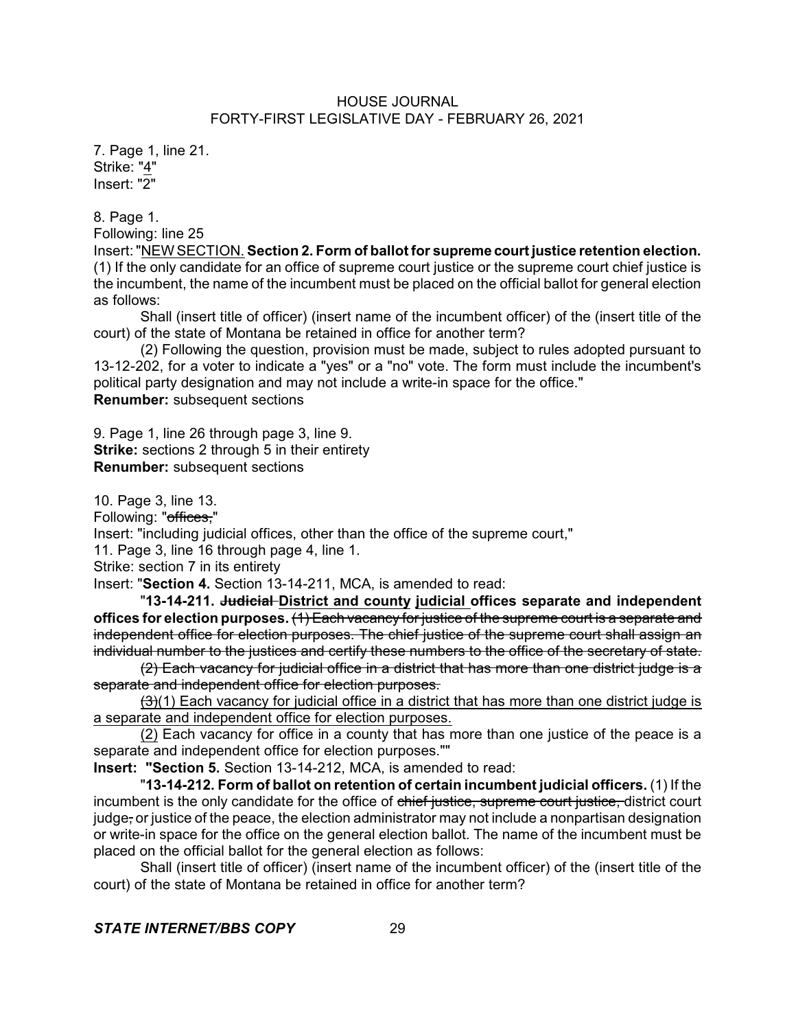7. Page 1, line 21.
Strike: "4"
Insert: "2"

8. Page 1.
Following: line 25
Insert: "NEW SECTION. **Section 2. Form of ballot for supreme court justice retention election.** (1) If the only candidate for an office of supreme court justice or the supreme court chief justice is the incumbent, the name of the incumbent must be placed on the official ballot for general election as follows:

Shall (insert title of officer) (insert name of the incumbent officer) of the (insert title of the court) of the state of Montana be retained in office for another term?

(2) Following the question, provision must be made, subject to rules adopted pursuant to 13-12-202, for a voter to indicate a "yes" or a "no" vote. The form must include the incumbent's political party designation and may not include a write-in space for the office."
**Renumber:** subsequent sections

9. Page 1, line 26 through page 3, line 9.
**Strike:** sections 2 through 5 in their entirety
**Renumber:** subsequent sections

10. Page 3, line 13.
Following: "~~offices,~~"
Insert: "including judicial offices, other than the office of the supreme court,"

11. Page 3, line 16 through page 4, line 1.
Strike: section 7 in its entirety
Insert: "**Section 4.** Section 13-14-211, MCA, is amended to read:

"**13-14-211. ~~Judicial~~ District and county judicial offices separate and independent offices for election purposes.** ~~(1) Each vacancy for justice of the supreme court is a separate and independent office for election purposes. The chief justice of the supreme court shall assign an individual number to the justices and certify these numbers to the office of the secretary of state.~~

~~(2) Each vacancy for judicial office in a district that has more than one district judge is a separate and independent office for election purposes.~~

~~(3)~~(1) Each vacancy for judicial office in a district that has more than one district judge is a separate and independent office for election purposes.

(2) Each vacancy for office in a county that has more than one justice of the peace is a separate and independent office for election purposes.""

**Insert: "Section 5.** Section 13-14-212, MCA, is amended to read:

"**13-14-212. Form of ballot on retention of certain incumbent judicial officers.** (1) If the incumbent is the only candidate for the office of ~~chief justice, supreme court justice,~~ district court judge~~,~~ or justice of the peace, the election administrator may not include a nonpartisan designation or write-in space for the office on the general election ballot. The name of the incumbent must be placed on the official ballot for the general election as follows:

Shall (insert title of officer) (insert name of the incumbent officer) of the (insert title of the court) of the state of Montana be retained in office for another term?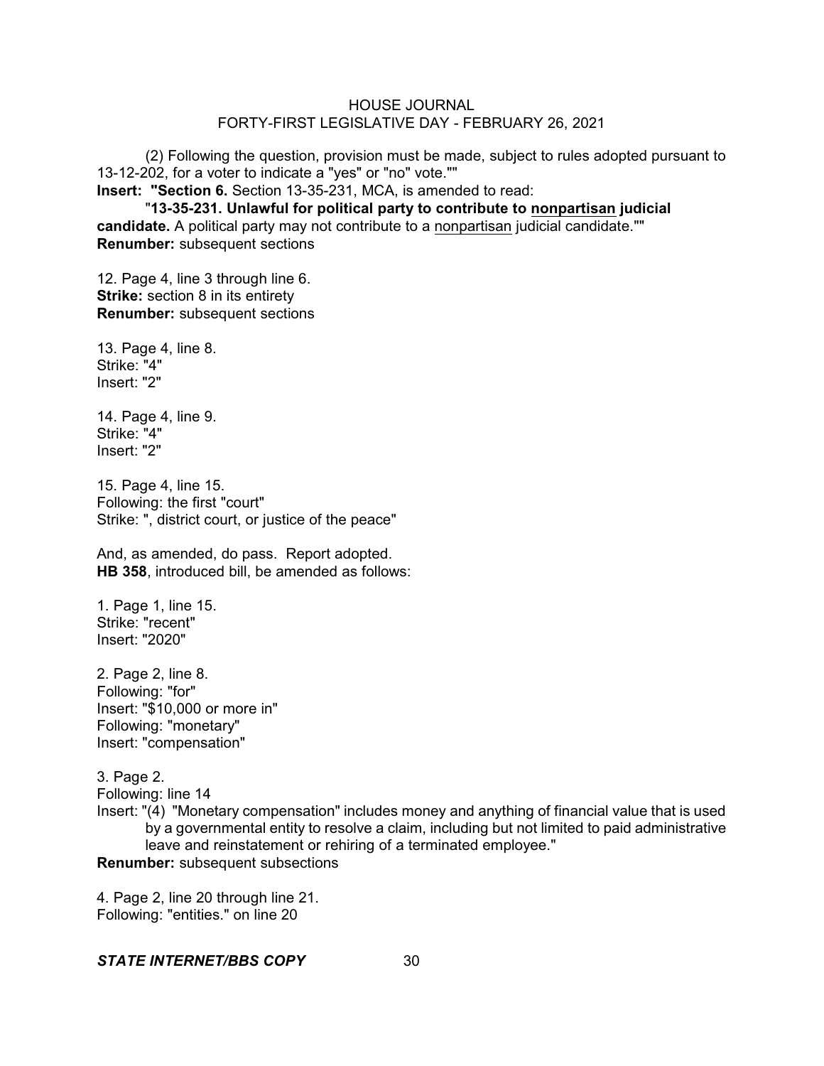(2) Following the question, provision must be made, subject to rules adopted pursuant to 13-12-202, for a voter to indicate a "yes" or "no" vote.""

**Insert: "Section 6.** Section 13-35-231, MCA, is amended to read:

"**13-35-231. Unlawful for political party to contribute to <u>nonpartisan</u> judicial candidate.** A political party may not contribute to a <u>nonpartisan</u> judicial candidate.""

**Renumber:** subsequent sections

12. Page 4, line 3 through line 6.
**Strike:** section 8 in its entirety
**Renumber:** subsequent sections

13. Page 4, line 8.
Strike: "4"
Insert: "2"

14. Page 4, line 9.
Strike: "4"
Insert: "2"

15. Page 4, line 15.
Following: the first "court"
Strike: ", district court, or justice of the peace"

And, as amended, do pass. Report adopted.

**HB 358**, introduced bill, be amended as follows:

1. Page 1, line 15.
Strike: "recent"
Insert: "2020"

2. Page 2, line 8.
Following: "for"
Insert: "$10,000 or more in"
Following: "monetary"
Insert: "compensation"

3. Page 2.
Following: line 14
Insert: "(4) "Monetary compensation" includes money and anything of financial value that is used by a governmental entity to resolve a claim, including but not limited to paid administrative leave and reinstatement or rehiring of a terminated employee."

**Renumber:** subsequent subsections

4. Page 2, line 20 through line 21.
Following: "entities." on line 20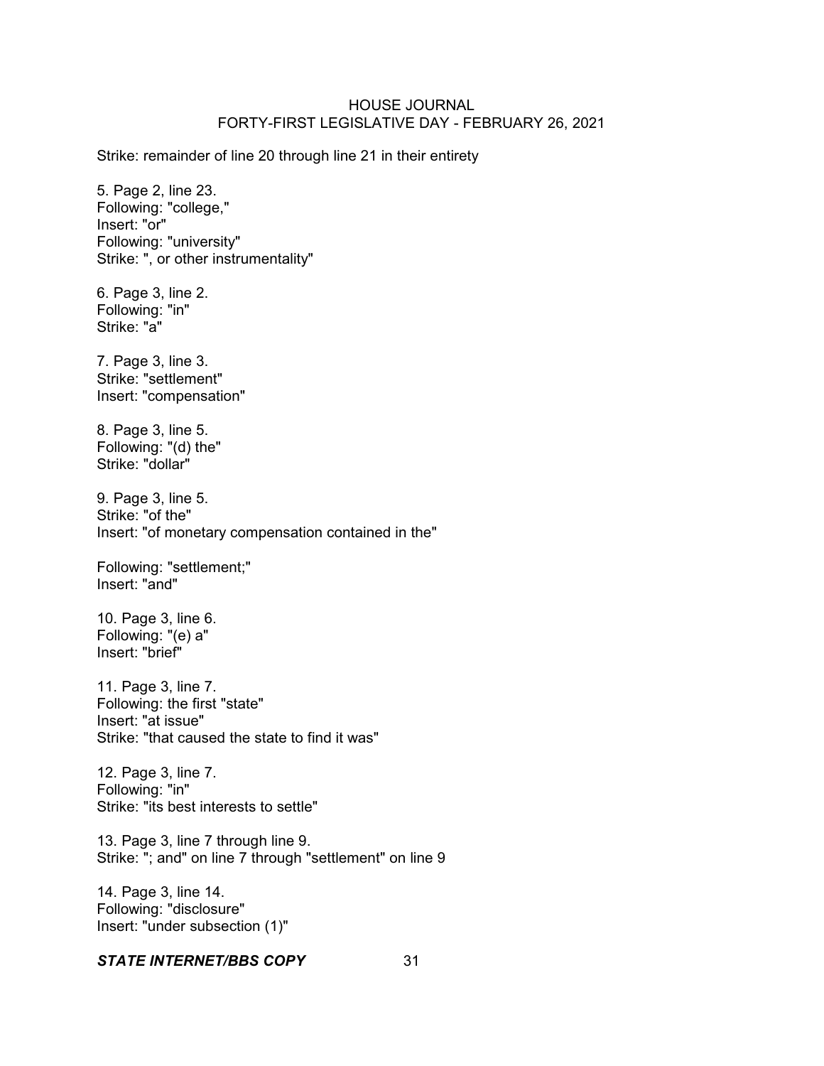Strike: remainder of line 20 through line 21 in their entirety

5. Page 2, line 23.
Following: "college,"
Insert: "or"
Following: "university"
Strike: ", or other instrumentality"

6. Page 3, line 2.
Following: "in"
Strike: "a"

7. Page 3, line 3.
Strike: "settlement"
Insert: "compensation"

8. Page 3, line 5.
Following: "(d) the"
Strike: "dollar"

9. Page 3, line 5.
Strike: "of the"
Insert: "of monetary compensation contained in the"

Following: "settlement;"
Insert: "and"

10. Page 3, line 6.
Following: "(e) a"
Insert: "brief"

11. Page 3, line 7.
Following: the first "state"
Insert: "at issue"
Strike: "that caused the state to find it was"

12. Page 3, line 7.
Following: "in"
Strike: "its best interests to settle"

13. Page 3, line 7 through line 9.
Strike: "; and" on line 7 through "settlement" on line 9

14. Page 3, line 14.
Following: "disclosure"
Insert: "under subsection (1)"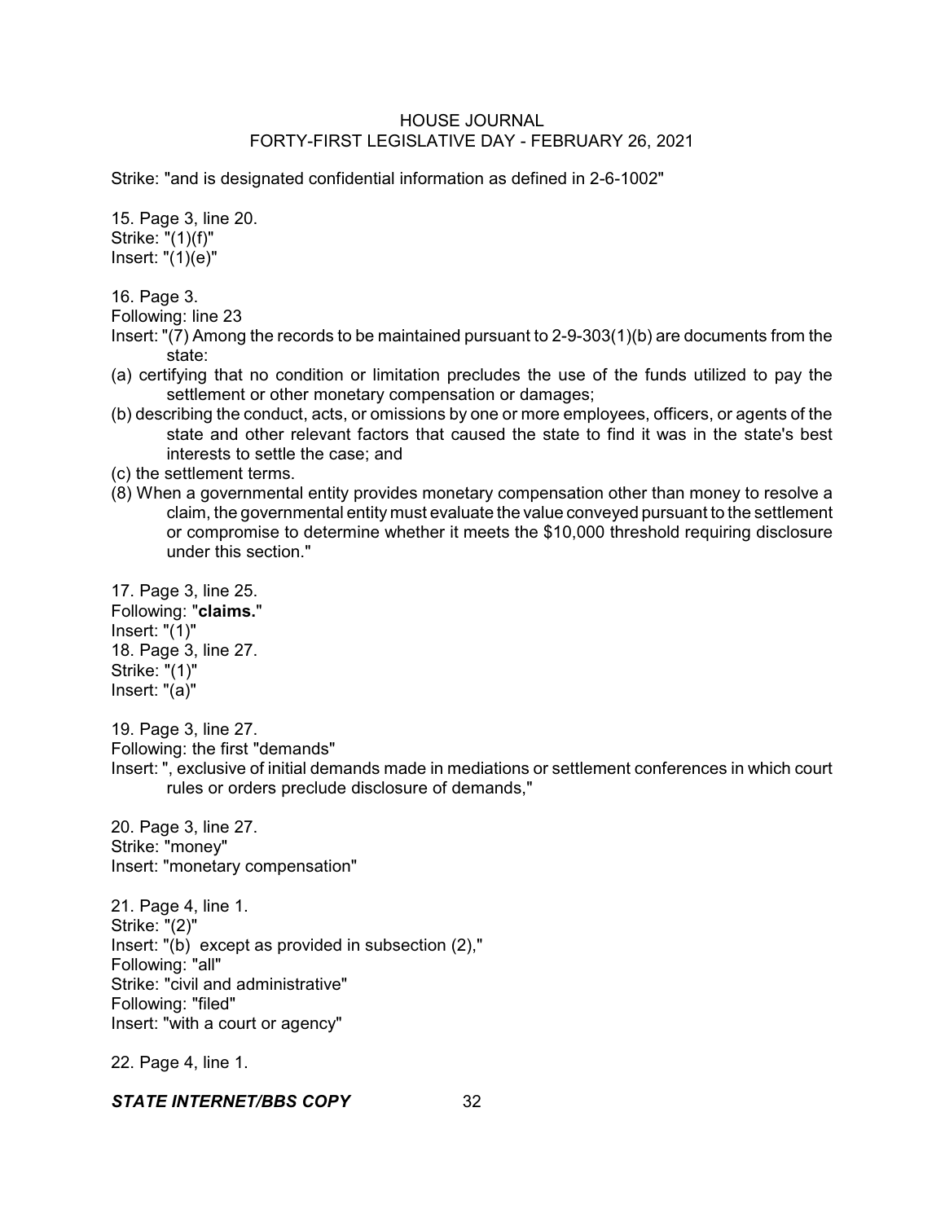Strike: "and is designated confidential information as defined in 2-6-1002"

15. Page 3, line 20.
Strike: "(1)(f)"
Insert: "(1)(e)"

16. Page 3.
Following: line 23
Insert: "(7) Among the records to be maintained pursuant to 2-9-303(1)(b) are documents from the state:
(a) certifying that no condition or limitation precludes the use of the funds utilized to pay the settlement or other monetary compensation or damages;
(b) describing the conduct, acts, or omissions by one or more employees, officers, or agents of the state and other relevant factors that caused the state to find it was in the state's best interests to settle the case; and
(c) the settlement terms.
(8) When a governmental entity provides monetary compensation other than money to resolve a claim, the governmental entity must evaluate the value conveyed pursuant to the settlement or compromise to determine whether it meets the $10,000 threshold requiring disclosure under this section."

17. Page 3, line 25.
Following: "**claims.**"
Insert: "(1)"
18. Page 3, line 27.
Strike: "(1)"
Insert: "(a)"

19. Page 3, line 27.
Following: the first "demands"
Insert: ", exclusive of initial demands made in mediations or settlement conferences in which court rules or orders preclude disclosure of demands,"

20. Page 3, line 27.
Strike: "money"
Insert: "monetary compensation"

21. Page 4, line 1.
Strike: "(2)"
Insert: "(b) except as provided in subsection (2),"
Following: "all"
Strike: "civil and administrative"
Following: "filed"
Insert: "with a court or agency"

22. Page 4, line 1.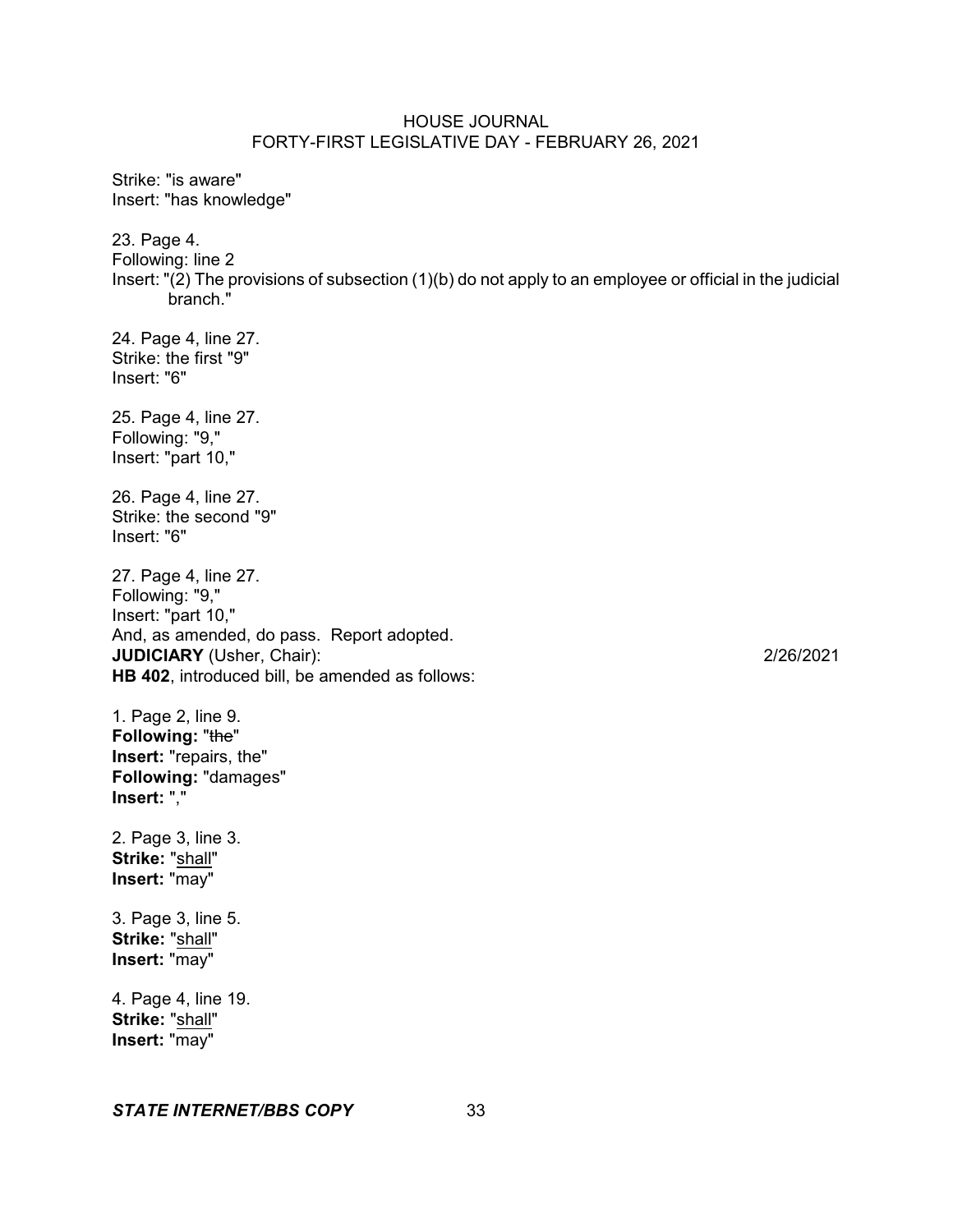Strike: "is aware"
Insert: "has knowledge"

23. Page 4.
Following: line 2
Insert: "(2) The provisions of subsection (1)(b) do not apply to an employee or official in the judicial branch."

24. Page 4, line 27.
Strike: the first "9"
Insert: "6"

25. Page 4, line 27.
Following: "9,"
Insert: "part 10,"

26. Page 4, line 27.
Strike: the second "9"
Insert: "6"

27. Page 4, line 27.
Following: "9,"
Insert: "part 10,"
And, as amended, do pass. Report adopted.

**JUDICIARY** (Usher, Chair): 2/26/2021
**HB 402**, introduced bill, be amended as follows:

1. Page 2, line 9.
**Following:** "~~the~~"
**Insert:** "repairs, the"
**Following:** "damages"
**Insert:** ","

2. Page 3, line 3.
**Strike:** "<u>shall</u>"
**Insert:** "may"

3. Page 3, line 5.
**Strike:** "<u>shall</u>"
**Insert:** "may"

4. Page 4, line 19.
**Strike:** "<u>shall</u>"
**Insert:** "may"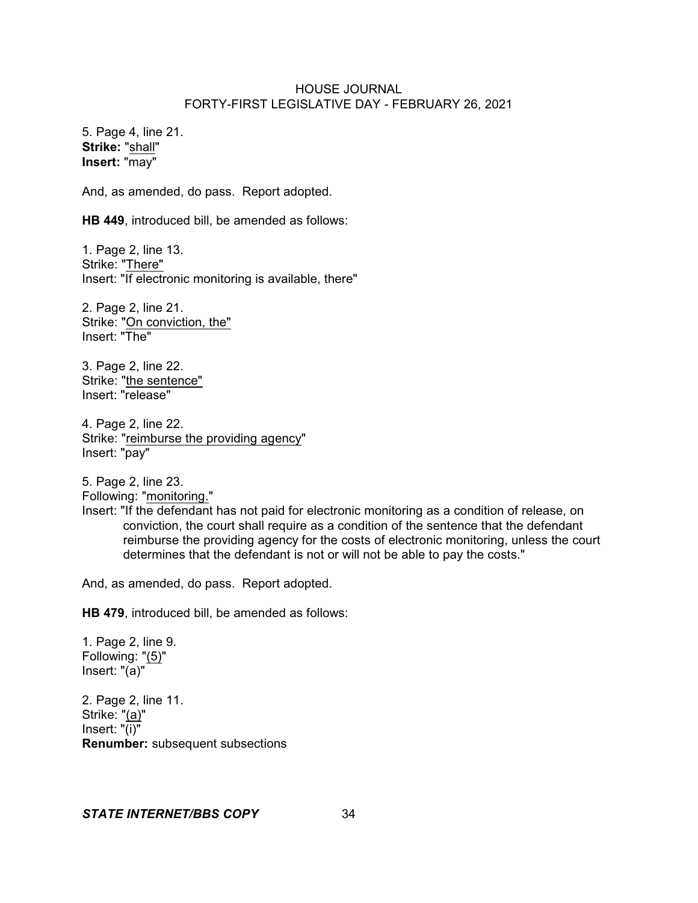5. Page 4, line 21.
**Strike:** "shall"
**Insert:** "may"

And, as amended, do pass. Report adopted.

**HB 449**, introduced bill, be amended as follows:

1. Page 2, line 13.
Strike: "There"
Insert: "If electronic monitoring is available, there"

2. Page 2, line 21.
Strike: "On conviction, the"
Insert: "The"

3. Page 2, line 22.
Strike: "the sentence"
Insert: "release"

4. Page 2, line 22.
Strike: "reimburse the providing agency"
Insert: "pay"

5. Page 2, line 23.
Following: "monitoring."
Insert: "If the defendant has not paid for electronic monitoring as a condition of release, on conviction, the court shall require as a condition of the sentence that the defendant reimburse the providing agency for the costs of electronic monitoring, unless the court determines that the defendant is not or will not be able to pay the costs."

And, as amended, do pass. Report adopted.

**HB 479**, introduced bill, be amended as follows:

1. Page 2, line 9.
Following: "(5)"
Insert: "(a)"

2. Page 2, line 11.
Strike: "(a)"
Insert: "(i)"
**Renumber:** subsequent subsections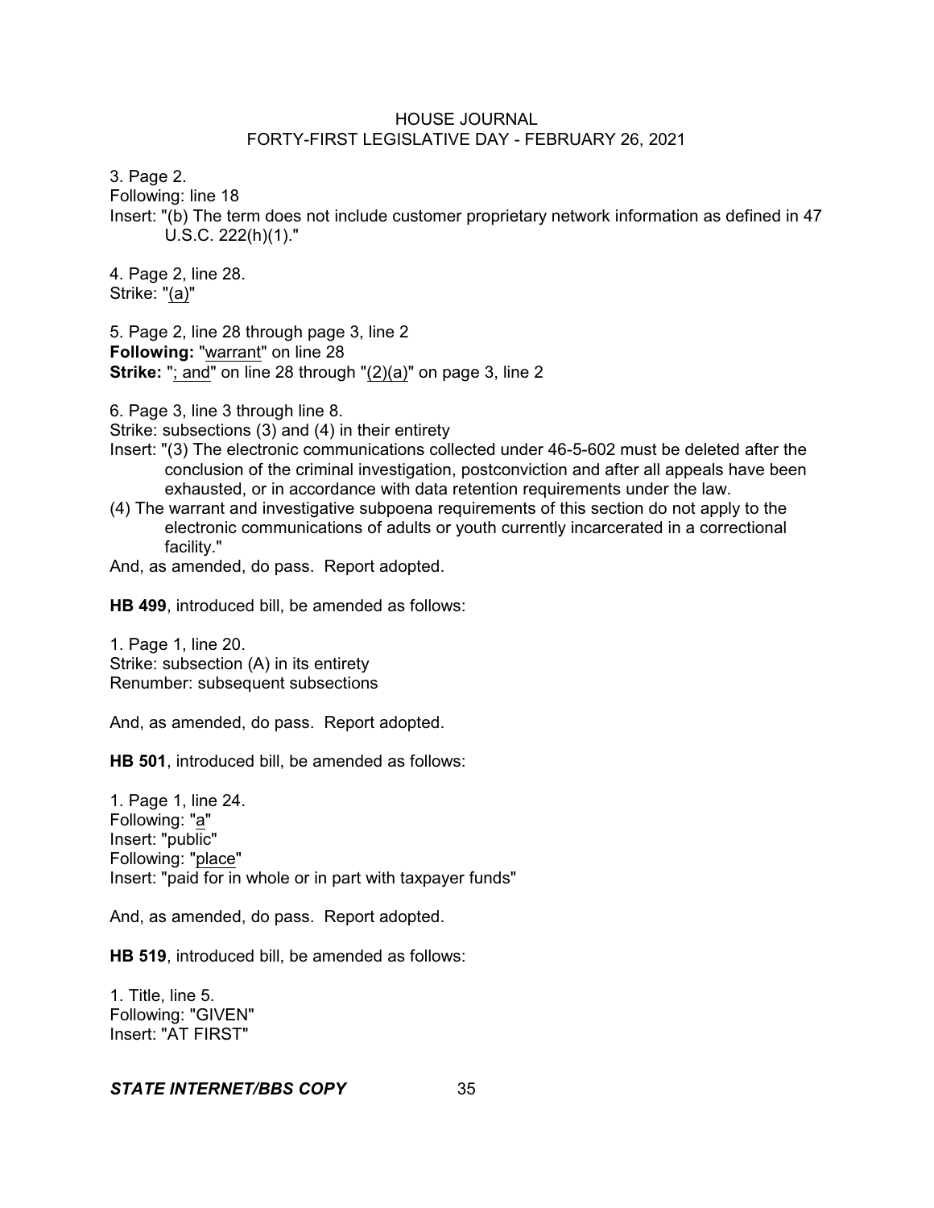3. Page 2.
Following: line 18
Insert: "(b) The term does not include customer proprietary network information as defined in 47 U.S.C. 222(h)(1)."

4. Page 2, line 28.
Strike: "(a)"

5. Page 2, line 28 through page 3, line 2
**Following:** "warrant" on line 28
**Strike:** "; and" on line 28 through "(2)(a)" on page 3, line 2

6. Page 3, line 3 through line 8.
Strike: subsections (3) and (4) in their entirety
Insert: "(3) The electronic communications collected under 46-5-602 must be deleted after the conclusion of the criminal investigation, postconviction and after all appeals have been exhausted, or in accordance with data retention requirements under the law.
(4) The warrant and investigative subpoena requirements of this section do not apply to the electronic communications of adults or youth currently incarcerated in a correctional facility."
And, as amended, do pass. Report adopted.

**HB 499**, introduced bill, be amended as follows:

1. Page 1, line 20.
Strike: subsection (A) in its entirety
Renumber: subsequent subsections

And, as amended, do pass. Report adopted.

**HB 501**, introduced bill, be amended as follows:

1. Page 1, line 24.
Following: "a"
Insert: "public"
Following: "place"
Insert: "paid for in whole or in part with taxpayer funds"

And, as amended, do pass. Report adopted.

**HB 519**, introduced bill, be amended as follows:

1. Title, line 5.
Following: "GIVEN"
Insert: "AT FIRST"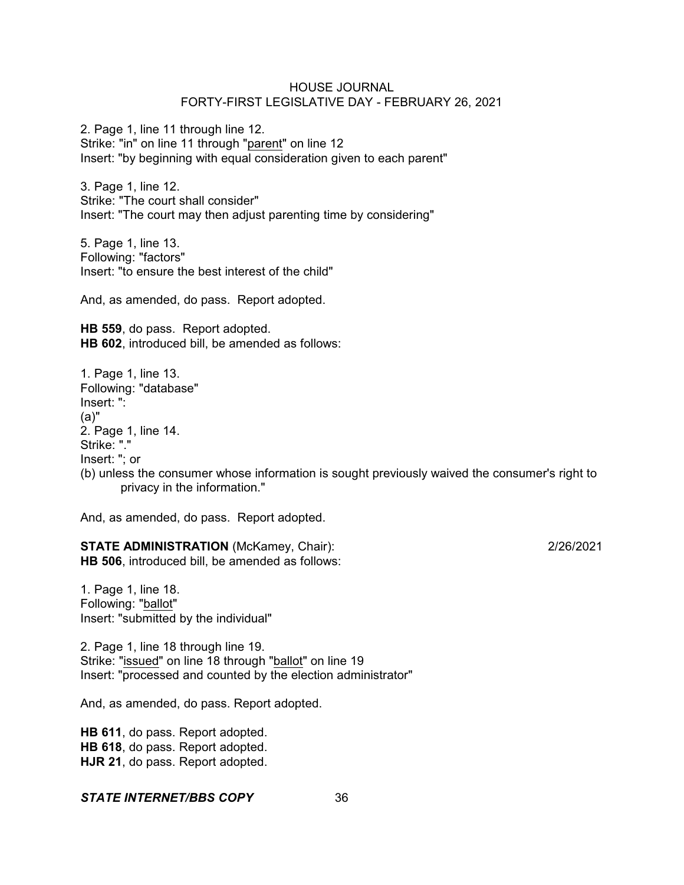2. Page 1, line 11 through line 12.
Strike: "in" on line 11 through "parent" on line 12
Insert: "by beginning with equal consideration given to each parent"

3. Page 1, line 12.
Strike: "The court shall consider"
Insert: "The court may then adjust parenting time by considering"

5. Page 1, line 13.
Following: "factors"
Insert: "to ensure the best interest of the child"

And, as amended, do pass. Report adopted.

**HB 559**, do pass. Report adopted.
**HB 602**, introduced bill, be amended as follows:

1. Page 1, line 13.
Following: "database"
Insert: ":
(a)"
2. Page 1, line 14.
Strike: "."
Insert: "; or
(b) unless the consumer whose information is sought previously waived the consumer's right to privacy in the information."

And, as amended, do pass. Report adopted.

**STATE ADMINISTRATION** (McKamey, Chair): 2/26/2021
**HB 506**, introduced bill, be amended as follows:

1. Page 1, line 18.
Following: "ballot"
Insert: "submitted by the individual"

2. Page 1, line 18 through line 19.
Strike: "issued" on line 18 through "ballot" on line 19
Insert: "processed and counted by the election administrator"

And, as amended, do pass. Report adopted.

**HB 611**, do pass. Report adopted.
**HB 618**, do pass. Report adopted.
**HJR 21**, do pass. Report adopted.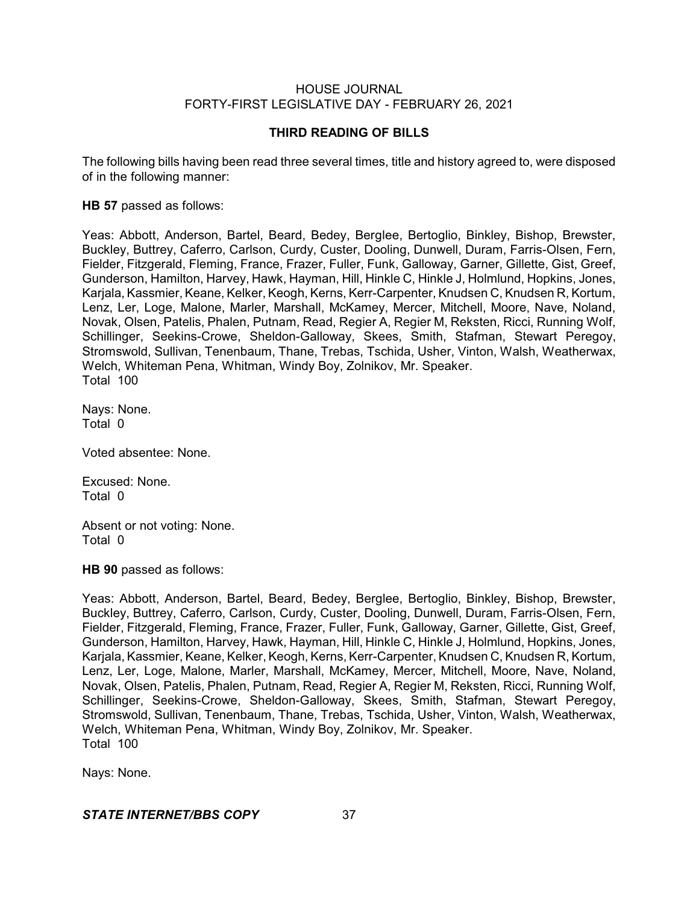## THIRD READING OF BILLS

The following bills having been read three several times, title and history agreed to, were disposed of in the following manner:

**HB 57** passed as follows:

Yeas: Abbott, Anderson, Bartel, Beard, Bedey, Berglee, Bertoglio, Binkley, Bishop, Brewster, Buckley, Buttrey, Caferro, Carlson, Curdy, Custer, Dooling, Dunwell, Duram, Farris-Olsen, Fern, Fielder, Fitzgerald, Fleming, France, Frazer, Fuller, Funk, Galloway, Garner, Gillette, Gist, Greef, Gunderson, Hamilton, Harvey, Hawk, Hayman, Hill, Hinkle C, Hinkle J, Holmlund, Hopkins, Jones, Karjala, Kassmier, Keane, Kelker, Keogh, Kerns, Kerr-Carpenter, Knudsen C, Knudsen R, Kortum, Lenz, Ler, Loge, Malone, Marler, Marshall, McKamey, Mercer, Mitchell, Moore, Nave, Noland, Novak, Olsen, Patelis, Phalen, Putnam, Read, Regier A, Regier M, Reksten, Ricci, Running Wolf, Schillinger, Seekins-Crowe, Sheldon-Galloway, Skees, Smith, Stafman, Stewart Peregoy, Stromswold, Sullivan, Tenenbaum, Thane, Trebas, Tschida, Usher, Vinton, Walsh, Weatherwax, Welch, Whiteman Pena, Whitman, Windy Boy, Zolnikov, Mr. Speaker.
Total 100

Nays: None.
Total 0

Voted absentee: None.

Excused: None.
Total 0

Absent or not voting: None.
Total 0

**HB 90** passed as follows:

Yeas: Abbott, Anderson, Bartel, Beard, Bedey, Berglee, Bertoglio, Binkley, Bishop, Brewster, Buckley, Buttrey, Caferro, Carlson, Curdy, Custer, Dooling, Dunwell, Duram, Farris-Olsen, Fern, Fielder, Fitzgerald, Fleming, France, Frazer, Fuller, Funk, Galloway, Garner, Gillette, Gist, Greef, Gunderson, Hamilton, Harvey, Hawk, Hayman, Hill, Hinkle C, Hinkle J, Holmlund, Hopkins, Jones, Karjala, Kassmier, Keane, Kelker, Keogh, Kerns, Kerr-Carpenter, Knudsen C, Knudsen R, Kortum, Lenz, Ler, Loge, Malone, Marler, Marshall, McKamey, Mercer, Mitchell, Moore, Nave, Noland, Novak, Olsen, Patelis, Phalen, Putnam, Read, Regier A, Regier M, Reksten, Ricci, Running Wolf, Schillinger, Seekins-Crowe, Sheldon-Galloway, Skees, Smith, Stafman, Stewart Peregoy, Stromswold, Sullivan, Tenenbaum, Thane, Trebas, Tschida, Usher, Vinton, Walsh, Weatherwax, Welch, Whiteman Pena, Whitman, Windy Boy, Zolnikov, Mr. Speaker.
Total 100

Nays: None.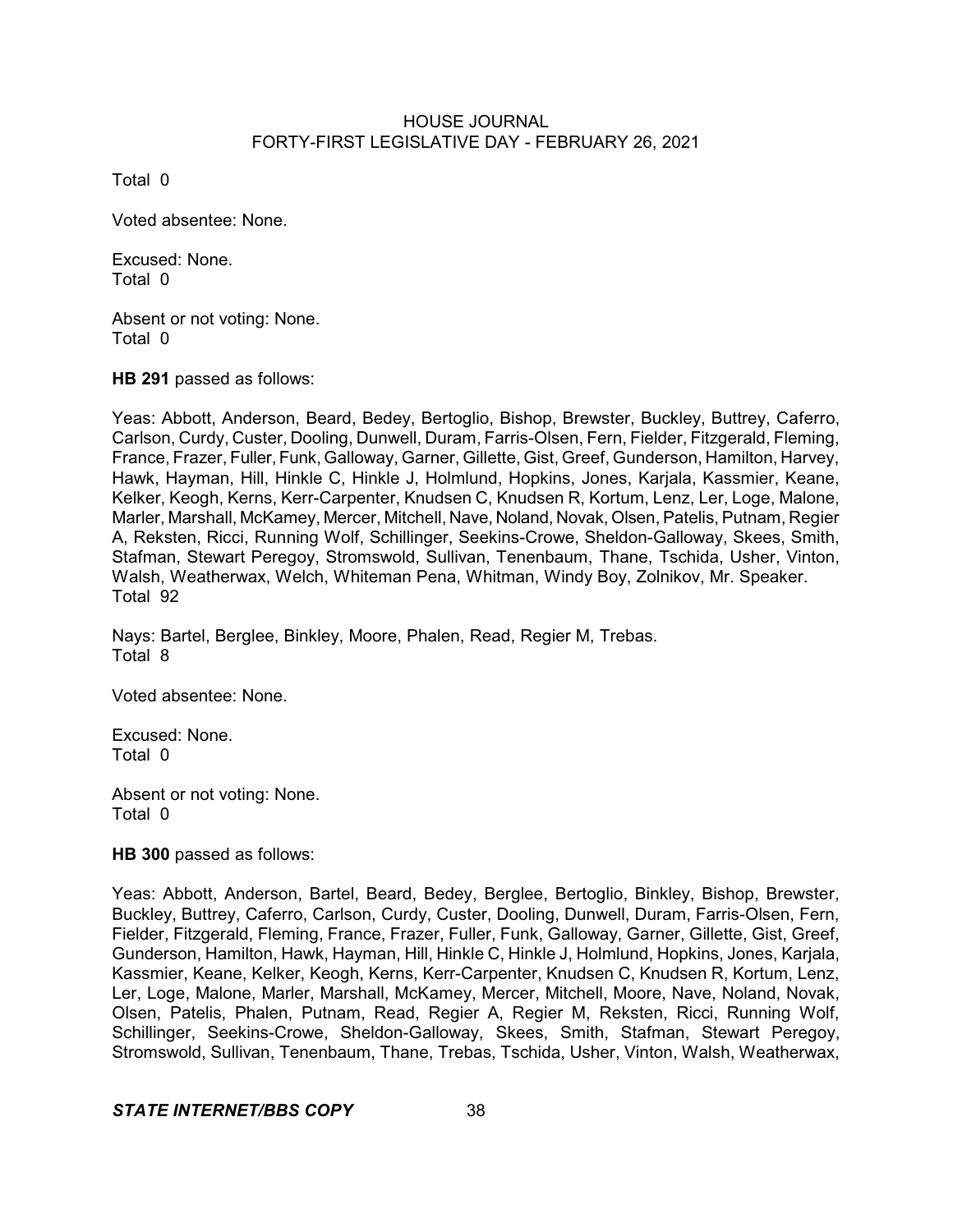Total 0

Voted absentee: None.

Excused: None.
Total 0

Absent or not voting: None.
Total 0

**HB 291** passed as follows:

Yeas: Abbott, Anderson, Beard, Bedey, Bertoglio, Bishop, Brewster, Buckley, Buttrey, Caferro, Carlson, Curdy, Custer, Dooling, Dunwell, Duram, Farris-Olsen, Fern, Fielder, Fitzgerald, Fleming, France, Frazer, Fuller, Funk, Galloway, Garner, Gillette, Gist, Greef, Gunderson, Hamilton, Harvey, Hawk, Hayman, Hill, Hinkle C, Hinkle J, Holmlund, Hopkins, Jones, Karjala, Kassmier, Keane, Kelker, Keogh, Kerns, Kerr-Carpenter, Knudsen C, Knudsen R, Kortum, Lenz, Ler, Loge, Malone, Marler, Marshall, McKamey, Mercer, Mitchell, Nave, Noland, Novak, Olsen, Patelis, Putnam, Regier A, Reksten, Ricci, Running Wolf, Schillinger, Seekins-Crowe, Sheldon-Galloway, Skees, Smith, Stafman, Stewart Peregoy, Stromswold, Sullivan, Tenenbaum, Thane, Tschida, Usher, Vinton, Walsh, Weatherwax, Welch, Whiteman Pena, Whitman, Windy Boy, Zolnikov, Mr. Speaker.
Total 92

Nays: Bartel, Berglee, Binkley, Moore, Phalen, Read, Regier M, Trebas.
Total 8

Voted absentee: None.

Excused: None.
Total 0

Absent or not voting: None.
Total 0

**HB 300** passed as follows:

Yeas: Abbott, Anderson, Bartel, Beard, Bedey, Berglee, Bertoglio, Binkley, Bishop, Brewster, Buckley, Buttrey, Caferro, Carlson, Curdy, Custer, Dooling, Dunwell, Duram, Farris-Olsen, Fern, Fielder, Fitzgerald, Fleming, France, Frazer, Fuller, Funk, Galloway, Garner, Gillette, Gist, Greef, Gunderson, Hamilton, Hawk, Hayman, Hill, Hinkle C, Hinkle J, Holmlund, Hopkins, Jones, Karjala, Kassmier, Keane, Kelker, Keogh, Kerns, Kerr-Carpenter, Knudsen C, Knudsen R, Kortum, Lenz, Ler, Loge, Malone, Marler, Marshall, McKamey, Mercer, Mitchell, Moore, Nave, Noland, Novak, Olsen, Patelis, Phalen, Putnam, Read, Regier A, Regier M, Reksten, Ricci, Running Wolf, Schillinger, Seekins-Crowe, Sheldon-Galloway, Skees, Smith, Stafman, Stewart Peregoy, Stromswold, Sullivan, Tenenbaum, Thane, Trebas, Tschida, Usher, Vinton, Walsh, Weatherwax,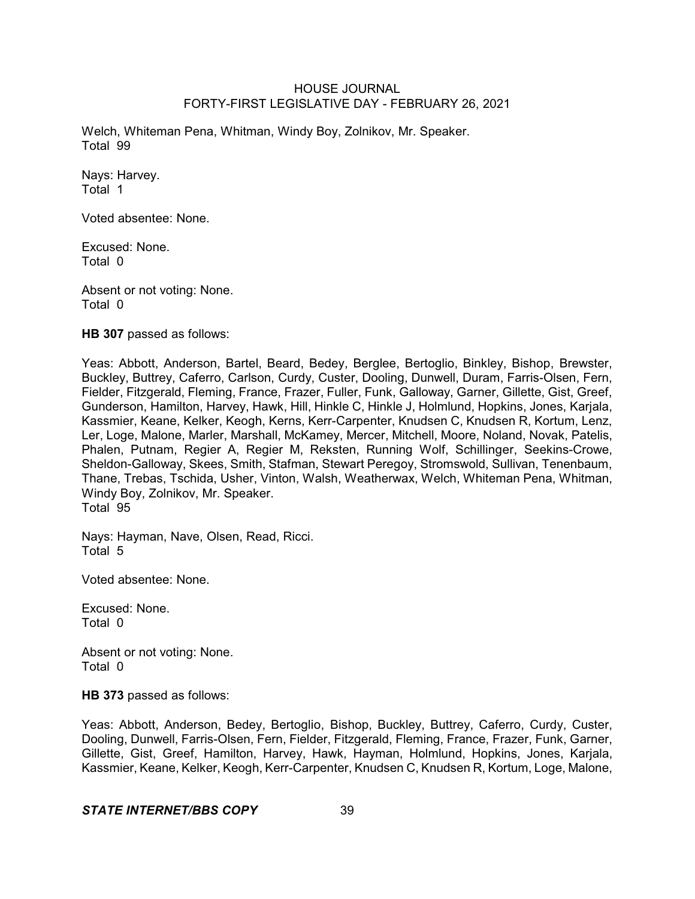Welch, Whiteman Pena, Whitman, Windy Boy, Zolnikov, Mr. Speaker.
Total 99

Nays: Harvey.
Total 1

Voted absentee: None.

Excused: None.
Total 0

Absent or not voting: None.
Total 0

**HB 307** passed as follows:

Yeas: Abbott, Anderson, Bartel, Beard, Bedey, Berglee, Bertoglio, Binkley, Bishop, Brewster, Buckley, Buttrey, Caferro, Carlson, Curdy, Custer, Dooling, Dunwell, Duram, Farris-Olsen, Fern, Fielder, Fitzgerald, Fleming, France, Frazer, Fuller, Funk, Galloway, Garner, Gillette, Gist, Greef, Gunderson, Hamilton, Harvey, Hawk, Hill, Hinkle C, Hinkle J, Holmlund, Hopkins, Jones, Karjala, Kassmier, Keane, Kelker, Keogh, Kerns, Kerr-Carpenter, Knudsen C, Knudsen R, Kortum, Lenz, Ler, Loge, Malone, Marler, Marshall, McKamey, Mercer, Mitchell, Moore, Noland, Novak, Patelis, Phalen, Putnam, Regier A, Regier M, Reksten, Running Wolf, Schillinger, Seekins-Crowe, Sheldon-Galloway, Skees, Smith, Stafman, Stewart Peregoy, Stromswold, Sullivan, Tenenbaum, Thane, Trebas, Tschida, Usher, Vinton, Walsh, Weatherwax, Welch, Whiteman Pena, Whitman, Windy Boy, Zolnikov, Mr. Speaker.
Total 95

Nays: Hayman, Nave, Olsen, Read, Ricci.
Total 5

Voted absentee: None.

Excused: None.
Total 0

Absent or not voting: None.
Total 0

**HB 373** passed as follows:

Yeas: Abbott, Anderson, Bedey, Bertoglio, Bishop, Buckley, Buttrey, Caferro, Curdy, Custer, Dooling, Dunwell, Farris-Olsen, Fern, Fielder, Fitzgerald, Fleming, France, Frazer, Funk, Garner, Gillette, Gist, Greef, Hamilton, Harvey, Hawk, Hayman, Holmlund, Hopkins, Jones, Karjala, Kassmier, Keane, Kelker, Keogh, Kerr-Carpenter, Knudsen C, Knudsen R, Kortum, Loge, Malone,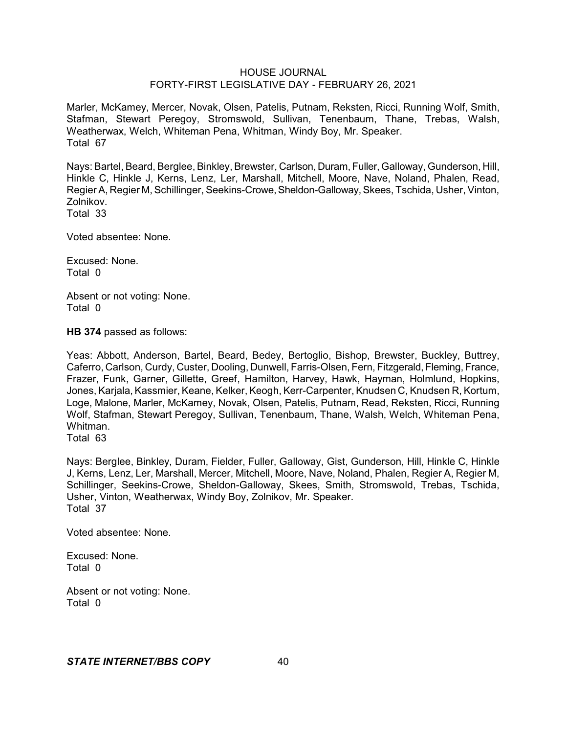Marler, McKamey, Mercer, Novak, Olsen, Patelis, Putnam, Reksten, Ricci, Running Wolf, Smith, Stafman, Stewart Peregoy, Stromswold, Sullivan, Tenenbaum, Thane, Trebas, Walsh, Weatherwax, Welch, Whiteman Pena, Whitman, Windy Boy, Mr. Speaker.
Total 67

Nays: Bartel, Beard, Berglee, Binkley, Brewster, Carlson, Duram, Fuller, Galloway, Gunderson, Hill, Hinkle C, Hinkle J, Kerns, Lenz, Ler, Marshall, Mitchell, Moore, Nave, Noland, Phalen, Read, Regier A, Regier M, Schillinger, Seekins-Crowe, Sheldon-Galloway, Skees, Tschida, Usher, Vinton, Zolnikov.
Total 33

Voted absentee: None.

Excused: None.
Total 0

Absent or not voting: None.
Total 0

**HB 374** passed as follows:

Yeas: Abbott, Anderson, Bartel, Beard, Bedey, Bertoglio, Bishop, Brewster, Buckley, Buttrey, Caferro, Carlson, Curdy, Custer, Dooling, Dunwell, Farris-Olsen, Fern, Fitzgerald, Fleming, France, Frazer, Funk, Garner, Gillette, Greef, Hamilton, Harvey, Hawk, Hayman, Holmlund, Hopkins, Jones, Karjala, Kassmier, Keane, Kelker, Keogh, Kerr-Carpenter, Knudsen C, Knudsen R, Kortum, Loge, Malone, Marler, McKamey, Novak, Olsen, Patelis, Putnam, Read, Reksten, Ricci, Running Wolf, Stafman, Stewart Peregoy, Sullivan, Tenenbaum, Thane, Walsh, Welch, Whiteman Pena, Whitman.
Total 63

Nays: Berglee, Binkley, Duram, Fielder, Fuller, Galloway, Gist, Gunderson, Hill, Hinkle C, Hinkle J, Kerns, Lenz, Ler, Marshall, Mercer, Mitchell, Moore, Nave, Noland, Phalen, Regier A, Regier M, Schillinger, Seekins-Crowe, Sheldon-Galloway, Skees, Smith, Stromswold, Trebas, Tschida, Usher, Vinton, Weatherwax, Windy Boy, Zolnikov, Mr. Speaker.
Total 37

Voted absentee: None.

Excused: None.
Total 0

Absent or not voting: None.
Total 0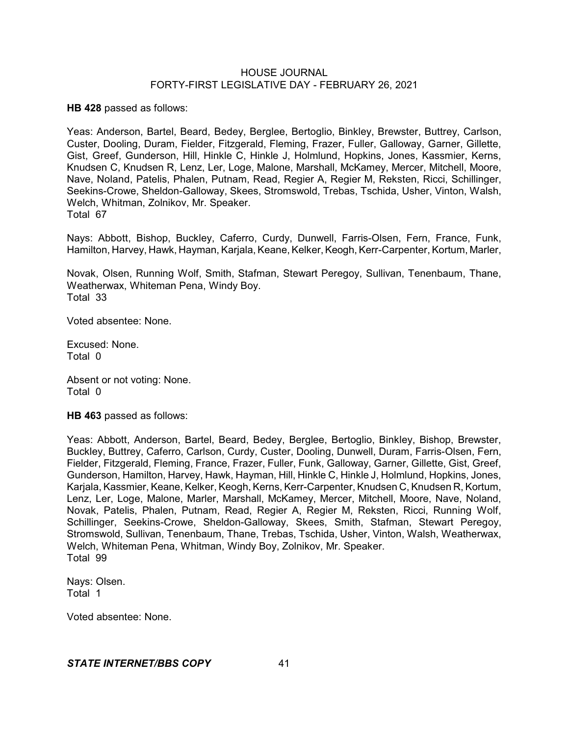**HB 428** passed as follows:

Yeas: Anderson, Bartel, Beard, Bedey, Berglee, Bertoglio, Binkley, Brewster, Buttrey, Carlson, Custer, Dooling, Duram, Fielder, Fitzgerald, Fleming, Frazer, Fuller, Galloway, Garner, Gillette, Gist, Greef, Gunderson, Hill, Hinkle C, Hinkle J, Holmlund, Hopkins, Jones, Kassmier, Kerns, Knudsen C, Knudsen R, Lenz, Ler, Loge, Malone, Marshall, McKamey, Mercer, Mitchell, Moore, Nave, Noland, Patelis, Phalen, Putnam, Read, Regier A, Regier M, Reksten, Ricci, Schillinger, Seekins-Crowe, Sheldon-Galloway, Skees, Stromswold, Trebas, Tschida, Usher, Vinton, Walsh, Welch, Whitman, Zolnikov, Mr. Speaker.
Total 67

Nays: Abbott, Bishop, Buckley, Caferro, Curdy, Dunwell, Farris-Olsen, Fern, France, Funk, Hamilton, Harvey, Hawk, Hayman, Karjala, Keane, Kelker, Keogh, Kerr-Carpenter, Kortum, Marler, Novak, Olsen, Running Wolf, Smith, Stafman, Stewart Peregoy, Sullivan, Tenenbaum, Thane, Weatherwax, Whiteman Pena, Windy Boy.
Total 33

Voted absentee: None.

Excused: None.
Total 0

Absent or not voting: None.
Total 0

**HB 463** passed as follows:

Yeas: Abbott, Anderson, Bartel, Beard, Bedey, Berglee, Bertoglio, Binkley, Bishop, Brewster, Buckley, Buttrey, Caferro, Carlson, Curdy, Custer, Dooling, Dunwell, Duram, Farris-Olsen, Fern, Fielder, Fitzgerald, Fleming, France, Frazer, Fuller, Funk, Galloway, Garner, Gillette, Gist, Greef, Gunderson, Hamilton, Harvey, Hawk, Hayman, Hill, Hinkle C, Hinkle J, Holmlund, Hopkins, Jones, Karjala, Kassmier, Keane, Kelker, Keogh, Kerns, Kerr-Carpenter, Knudsen C, Knudsen R, Kortum, Lenz, Ler, Loge, Malone, Marler, Marshall, McKamey, Mercer, Mitchell, Moore, Nave, Noland, Novak, Patelis, Phalen, Putnam, Read, Regier A, Regier M, Reksten, Ricci, Running Wolf, Schillinger, Seekins-Crowe, Sheldon-Galloway, Skees, Smith, Stafman, Stewart Peregoy, Stromswold, Sullivan, Tenenbaum, Thane, Trebas, Tschida, Usher, Vinton, Walsh, Weatherwax, Welch, Whiteman Pena, Whitman, Windy Boy, Zolnikov, Mr. Speaker.
Total 99

Nays: Olsen.
Total 1

Voted absentee: None.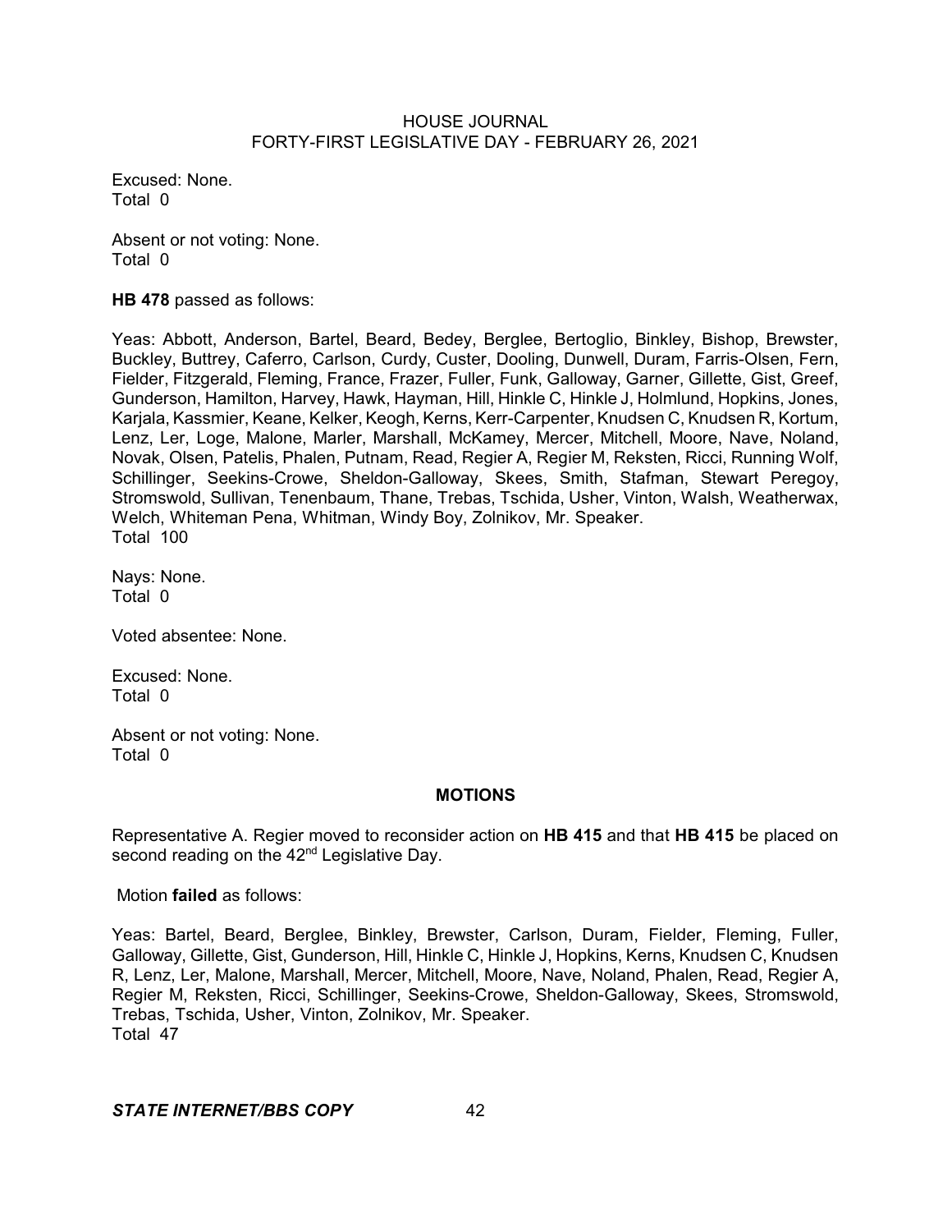Excused: None.
Total 0

Absent or not voting: None.
Total 0

**HB 478** passed as follows:

Yeas: Abbott, Anderson, Bartel, Beard, Bedey, Berglee, Bertoglio, Binkley, Bishop, Brewster, Buckley, Buttrey, Caferro, Carlson, Curdy, Custer, Dooling, Dunwell, Duram, Farris-Olsen, Fern, Fielder, Fitzgerald, Fleming, France, Frazer, Fuller, Funk, Galloway, Garner, Gillette, Gist, Greef, Gunderson, Hamilton, Harvey, Hawk, Hayman, Hill, Hinkle C, Hinkle J, Holmlund, Hopkins, Jones, Karjala, Kassmier, Keane, Kelker, Keogh, Kerns, Kerr-Carpenter, Knudsen C, Knudsen R, Kortum, Lenz, Ler, Loge, Malone, Marler, Marshall, McKamey, Mercer, Mitchell, Moore, Nave, Noland, Novak, Olsen, Patelis, Phalen, Putnam, Read, Regier A, Regier M, Reksten, Ricci, Running Wolf, Schillinger, Seekins-Crowe, Sheldon-Galloway, Skees, Smith, Stafman, Stewart Peregoy, Stromswold, Sullivan, Tenenbaum, Thane, Trebas, Tschida, Usher, Vinton, Walsh, Weatherwax, Welch, Whiteman Pena, Whitman, Windy Boy, Zolnikov, Mr. Speaker.
Total 100

Nays: None.
Total 0

Voted absentee: None.

Excused: None.
Total 0

Absent or not voting: None.
Total 0

## MOTIONS

Representative A. Regier moved to reconsider action on **HB 415** and that **HB 415** be placed on second reading on the 42nd Legislative Day.

Motion **failed** as follows:

Yeas: Bartel, Beard, Berglee, Binkley, Brewster, Carlson, Duram, Fielder, Fleming, Fuller, Galloway, Gillette, Gist, Gunderson, Hill, Hinkle C, Hinkle J, Hopkins, Kerns, Knudsen C, Knudsen R, Lenz, Ler, Malone, Marshall, Mercer, Mitchell, Moore, Nave, Noland, Phalen, Read, Regier A, Regier M, Reksten, Ricci, Schillinger, Seekins-Crowe, Sheldon-Galloway, Skees, Stromswold, Trebas, Tschida, Usher, Vinton, Zolnikov, Mr. Speaker.
Total 47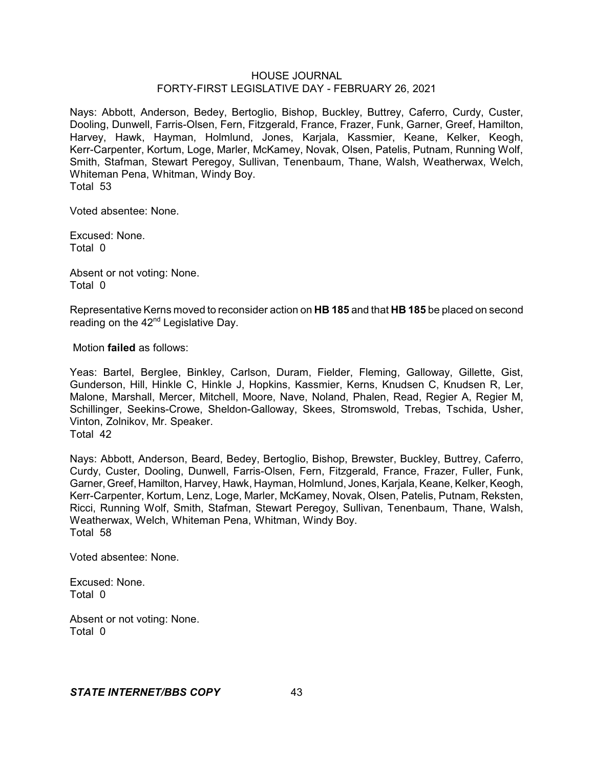Nays: Abbott, Anderson, Bedey, Bertoglio, Bishop, Buckley, Buttrey, Caferro, Curdy, Custer, Dooling, Dunwell, Farris-Olsen, Fern, Fitzgerald, France, Frazer, Funk, Garner, Greef, Hamilton, Harvey, Hawk, Hayman, Holmlund, Jones, Karjala, Kassmier, Keane, Kelker, Keogh, Kerr-Carpenter, Kortum, Loge, Marler, McKamey, Novak, Olsen, Patelis, Putnam, Running Wolf, Smith, Stafman, Stewart Peregoy, Sullivan, Tenenbaum, Thane, Walsh, Weatherwax, Welch, Whiteman Pena, Whitman, Windy Boy.
Total 53

Voted absentee: None.

Excused: None.
Total 0

Absent or not voting: None.
Total 0

Representative Kerns moved to reconsider action on **HB 185** and that **HB 185** be placed on second reading on the 42nd Legislative Day.

Motion **failed** as follows:

Yeas: Bartel, Berglee, Binkley, Carlson, Duram, Fielder, Fleming, Galloway, Gillette, Gist, Gunderson, Hill, Hinkle C, Hinkle J, Hopkins, Kassmier, Kerns, Knudsen C, Knudsen R, Ler, Malone, Marshall, Mercer, Mitchell, Moore, Nave, Noland, Phalen, Read, Regier A, Regier M, Schillinger, Seekins-Crowe, Sheldon-Galloway, Skees, Stromswold, Trebas, Tschida, Usher, Vinton, Zolnikov, Mr. Speaker.
Total 42

Nays: Abbott, Anderson, Beard, Bedey, Bertoglio, Bishop, Brewster, Buckley, Buttrey, Caferro, Curdy, Custer, Dooling, Dunwell, Farris-Olsen, Fern, Fitzgerald, France, Frazer, Fuller, Funk, Garner, Greef, Hamilton, Harvey, Hawk, Hayman, Holmlund, Jones, Karjala, Keane, Kelker, Keogh, Kerr-Carpenter, Kortum, Lenz, Loge, Marler, McKamey, Novak, Olsen, Patelis, Putnam, Reksten, Ricci, Running Wolf, Smith, Stafman, Stewart Peregoy, Sullivan, Tenenbaum, Thane, Walsh, Weatherwax, Welch, Whiteman Pena, Whitman, Windy Boy.
Total 58

Voted absentee: None.

Excused: None.
Total 0

Absent or not voting: None.
Total 0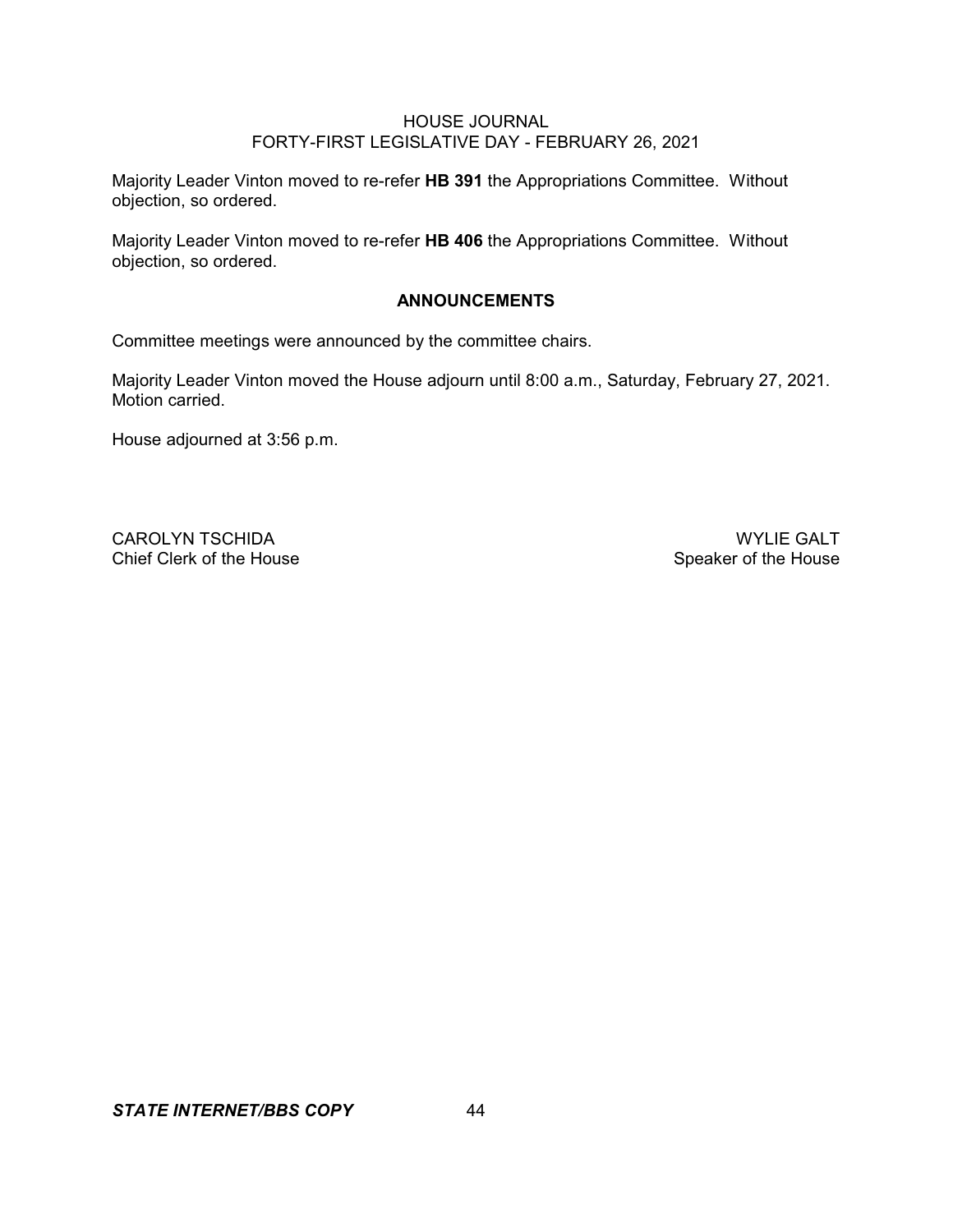Majority Leader Vinton moved to re-refer **HB 391** the Appropriations Committee. Without objection, so ordered.

Majority Leader Vinton moved to re-refer **HB 406** the Appropriations Committee. Without objection, so ordered.

## ANNOUNCEMENTS

Committee meetings were announced by the committee chairs.

Majority Leader Vinton moved the House adjourn until 8:00 a.m., Saturday, February 27, 2021. Motion carried.

House adjourned at 3:56 p.m.

CAROLYN TSCHIDA
Chief Clerk of the House

WYLIE GALT
Speaker of the House